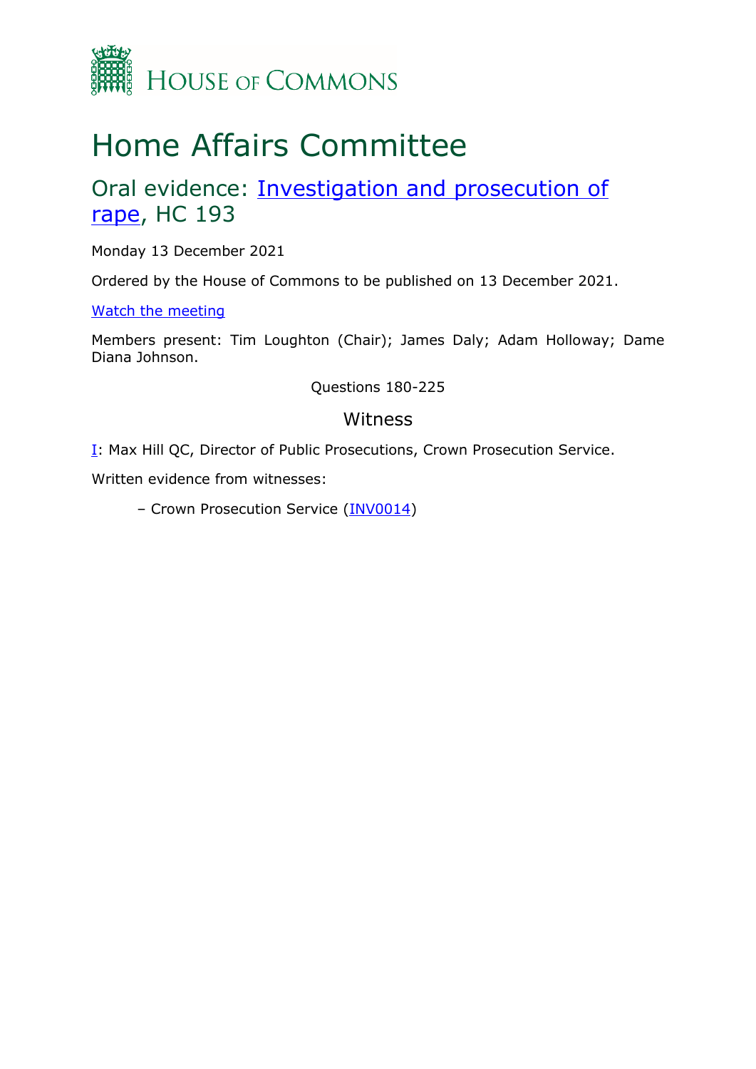HOUSE OF COMMONS

# Home Affairs Committee

## Oral evidence: Investigation and prosecution of rape, HC 193

Monday 13 December 2021

Ordered by the House of Commons to be published on 13 December 2021.

Watch the meeting

Members present: Tim Loughton (Chair); James Daly; Adam Holloway; Dame Diana Johnson.

Questions 180-225

### Witness

I: Max Hill QC, Director of Public Prosecutions, Crown Prosecution Service.

Written evidence from witnesses:

– Crown Prosecution Service (INV0014)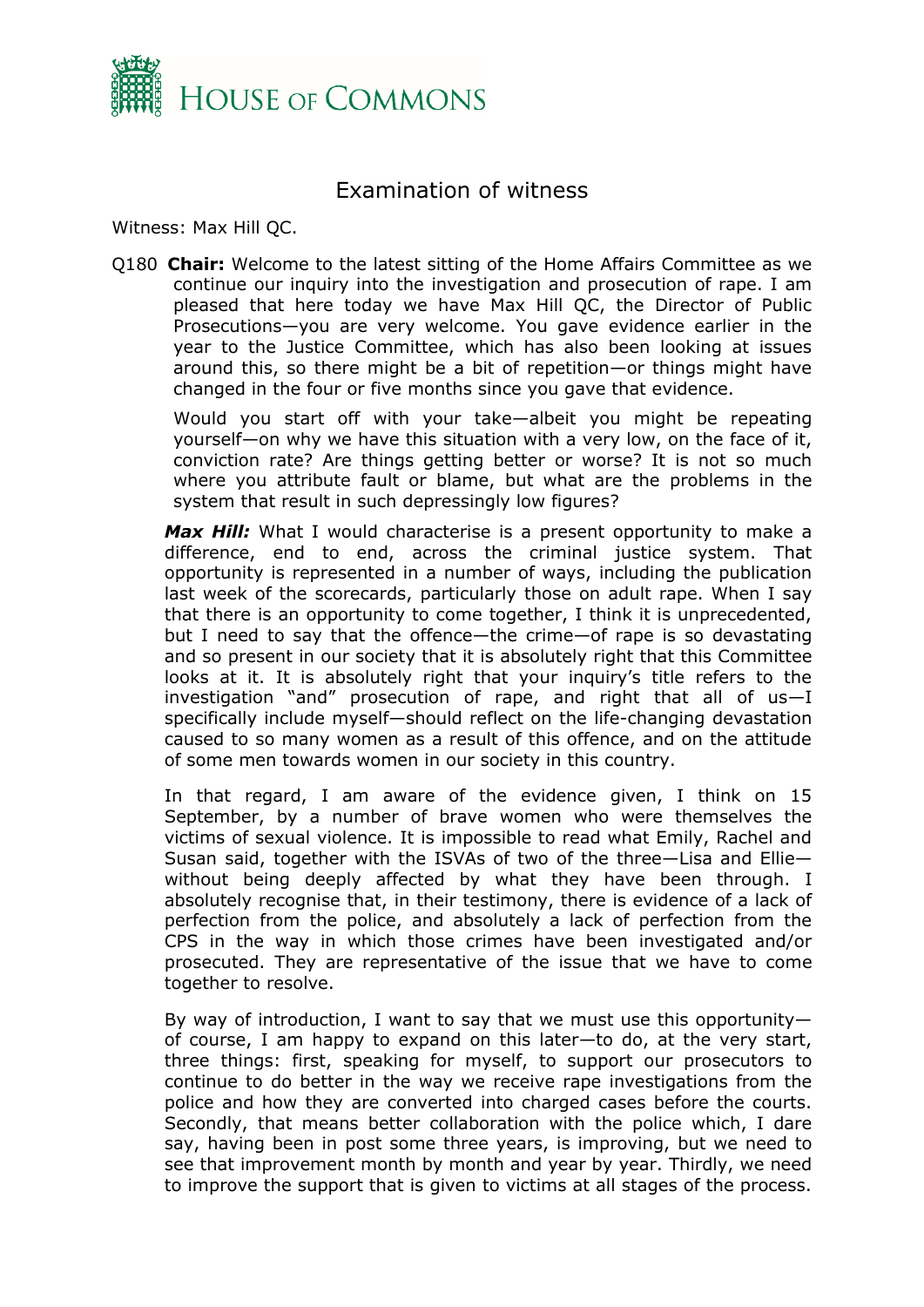# Examination of witness

Witness: Max Hill QC.

Q180 **Chair:** Welcome to the latest sitting of the Home Affairs Committee as we continue our inquiry into the investigation and prosecution of rape. I am pleased that here today we have Max Hill QC, the Director of Public Prosecutions—you are very welcome. You gave evidence earlier in the year to the Justice Committee, which has also been looking at issues around this, so there might be a bit of repetition—or things might have changed in the four or five months since you gave that evidence.

Would you start off with your take—albeit you might be repeating yourself—on why we have this situation with a very low, on the face of it, conviction rate? Are things getting better or worse? It is not so much where you attribute fault or blame, but what are the problems in the system that result in such depressingly low figures?

***Max Hill:*** What I would characterise is a present opportunity to make a difference, end to end, across the criminal justice system. That opportunity is represented in a number of ways, including the publication last week of the scorecards, particularly those on adult rape. When I say that there is an opportunity to come together, I think it is unprecedented, but I need to say that the offence—the crime—of rape is so devastating and so present in our society that it is absolutely right that this Committee looks at it. It is absolutely right that your inquiry's title refers to the investigation "and" prosecution of rape, and right that all of us—I specifically include myself—should reflect on the life-changing devastation caused to so many women as a result of this offence, and on the attitude of some men towards women in our society in this country.

In that regard, I am aware of the evidence given, I think on 15 September, by a number of brave women who were themselves the victims of sexual violence. It is impossible to read what Emily, Rachel and Susan said, together with the ISVAs of two of the three—Lisa and Ellie—without being deeply affected by what they have been through. I absolutely recognise that, in their testimony, there is evidence of a lack of perfection from the police, and absolutely a lack of perfection from the CPS in the way in which those crimes have been investigated and/or prosecuted. They are representative of the issue that we have to come together to resolve.

By way of introduction, I want to say that we must use this opportunity—of course, I am happy to expand on this later—to do, at the very start, three things: first, speaking for myself, to support our prosecutors to continue to do better in the way we receive rape investigations from the police and how they are converted into charged cases before the courts. Secondly, that means better collaboration with the police which, I dare say, having been in post some three years, is improving, but we need to see that improvement month by month and year by year. Thirdly, we need to improve the support that is given to victims at all stages of the process.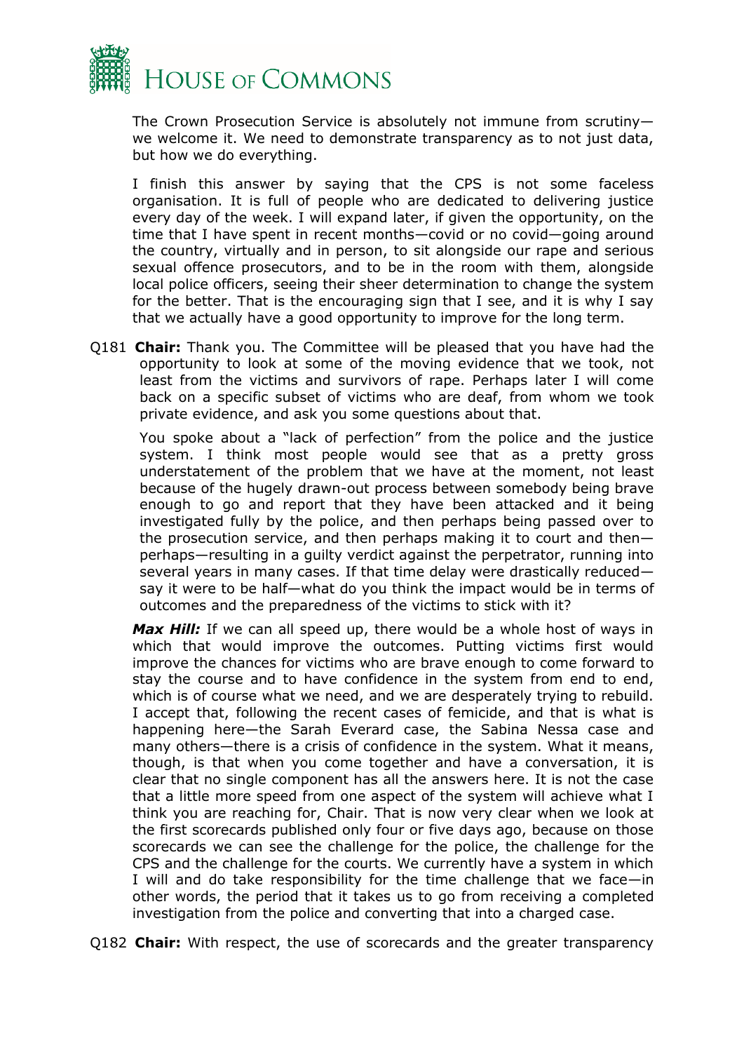The Crown Prosecution Service is absolutely not immune from scrutiny—we welcome it. We need to demonstrate transparency as to not just data, but how we do everything.

I finish this answer by saying that the CPS is not some faceless organisation. It is full of people who are dedicated to delivering justice every day of the week. I will expand later, if given the opportunity, on the time that I have spent in recent months—covid or no covid—going around the country, virtually and in person, to sit alongside our rape and serious sexual offence prosecutors, and to be in the room with them, alongside local police officers, seeing their sheer determination to change the system for the better. That is the encouraging sign that I see, and it is why I say that we actually have a good opportunity to improve for the long term.

Q181 **Chair:** Thank you. The Committee will be pleased that you have had the opportunity to look at some of the moving evidence that we took, not least from the victims and survivors of rape. Perhaps later I will come back on a specific subset of victims who are deaf, from whom we took private evidence, and ask you some questions about that.

You spoke about a "lack of perfection" from the police and the justice system. I think most people would see that as a pretty gross understatement of the problem that we have at the moment, not least because of the hugely drawn-out process between somebody being brave enough to go and report that they have been attacked and it being investigated fully by the police, and then perhaps being passed over to the prosecution service, and then perhaps making it to court and then—perhaps—resulting in a guilty verdict against the perpetrator, running into several years in many cases. If that time delay were drastically reduced—say it were to be half—what do you think the impact would be in terms of outcomes and the preparedness of the victims to stick with it?

***Max Hill:*** If we can all speed up, there would be a whole host of ways in which that would improve the outcomes. Putting victims first would improve the chances for victims who are brave enough to come forward to stay the course and to have confidence in the system from end to end, which is of course what we need, and we are desperately trying to rebuild. I accept that, following the recent cases of femicide, and that is what is happening here—the Sarah Everard case, the Sabina Nessa case and many others—there is a crisis of confidence in the system. What it means, though, is that when you come together and have a conversation, it is clear that no single component has all the answers here. It is not the case that a little more speed from one aspect of the system will achieve what I think you are reaching for, Chair. That is now very clear when we look at the first scorecards published only four or five days ago, because on those scorecards we can see the challenge for the police, the challenge for the CPS and the challenge for the courts. We currently have a system in which I will and do take responsibility for the time challenge that we face—in other words, the period that it takes us to go from receiving a completed investigation from the police and converting that into a charged case.

Q182 **Chair:** With respect, the use of scorecards and the greater transparency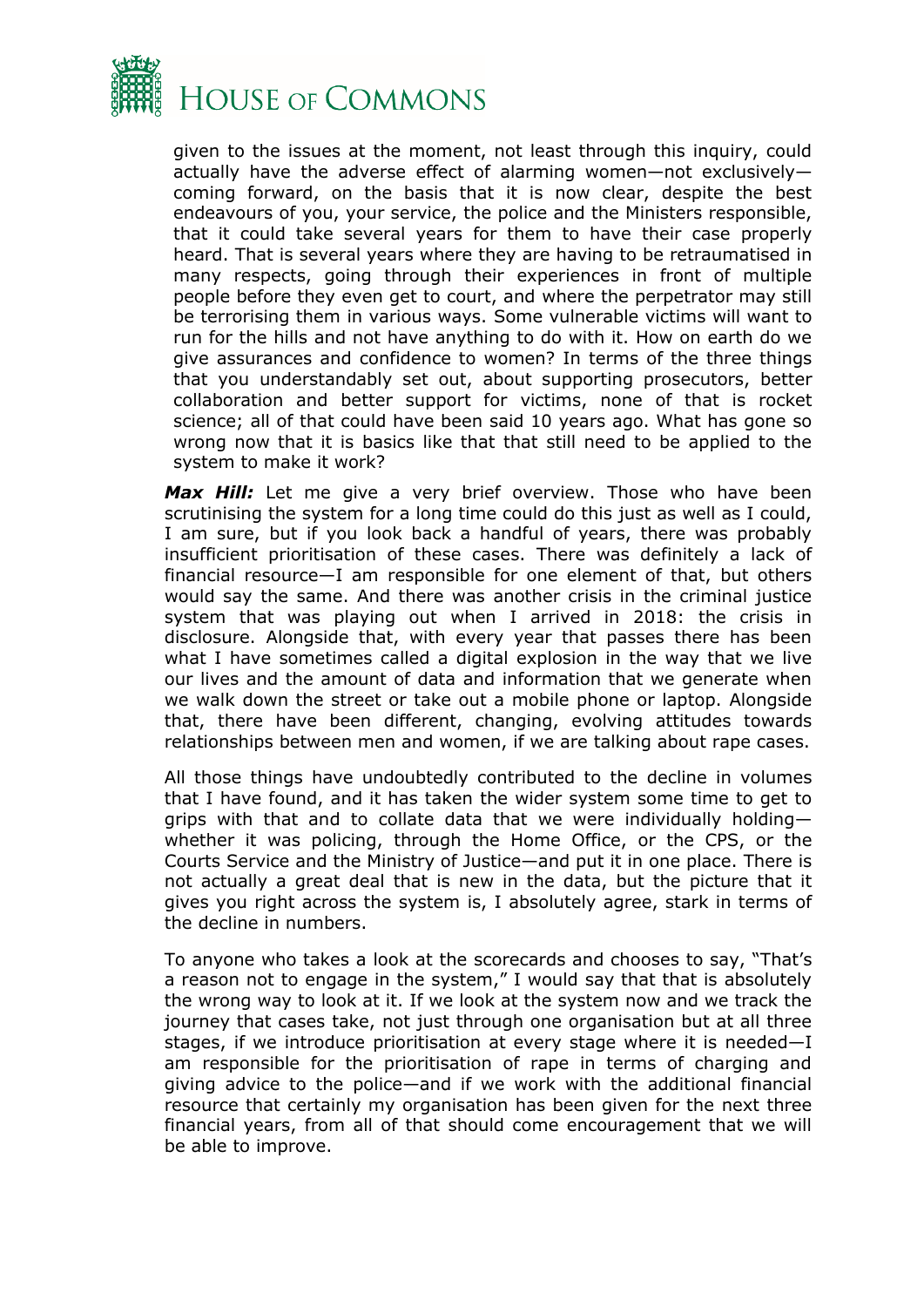given to the issues at the moment, not least through this inquiry, could actually have the adverse effect of alarming women—not exclusively—coming forward, on the basis that it is now clear, despite the best endeavours of you, your service, the police and the Ministers responsible, that it could take several years for them to have their case properly heard. That is several years where they are having to be retraumatised in many respects, going through their experiences in front of multiple people before they even get to court, and where the perpetrator may still be terrorising them in various ways. Some vulnerable victims will want to run for the hills and not have anything to do with it. How on earth do we give assurances and confidence to women? In terms of the three things that you understandably set out, about supporting prosecutors, better collaboration and better support for victims, none of that is rocket science; all of that could have been said 10 years ago. What has gone so wrong now that it is basics like that that still need to be applied to the system to make it work?

***Max Hill:*** Let me give a very brief overview. Those who have been scrutinising the system for a long time could do this just as well as I could, I am sure, but if you look back a handful of years, there was probably insufficient prioritisation of these cases. There was definitely a lack of financial resource—I am responsible for one element of that, but others would say the same. And there was another crisis in the criminal justice system that was playing out when I arrived in 2018: the crisis in disclosure. Alongside that, with every year that passes there has been what I have sometimes called a digital explosion in the way that we live our lives and the amount of data and information that we generate when we walk down the street or take out a mobile phone or laptop. Alongside that, there have been different, changing, evolving attitudes towards relationships between men and women, if we are talking about rape cases.

All those things have undoubtedly contributed to the decline in volumes that I have found, and it has taken the wider system some time to get to grips with that and to collate data that we were individually holding—whether it was policing, through the Home Office, or the CPS, or the Courts Service and the Ministry of Justice—and put it in one place. There is not actually a great deal that is new in the data, but the picture that it gives you right across the system is, I absolutely agree, stark in terms of the decline in numbers.

To anyone who takes a look at the scorecards and chooses to say, "That's a reason not to engage in the system," I would say that that is absolutely the wrong way to look at it. If we look at the system now and we track the journey that cases take, not just through one organisation but at all three stages, if we introduce prioritisation at every stage where it is needed—I am responsible for the prioritisation of rape in terms of charging and giving advice to the police—and if we work with the additional financial resource that certainly my organisation has been given for the next three financial years, from all of that should come encouragement that we will be able to improve.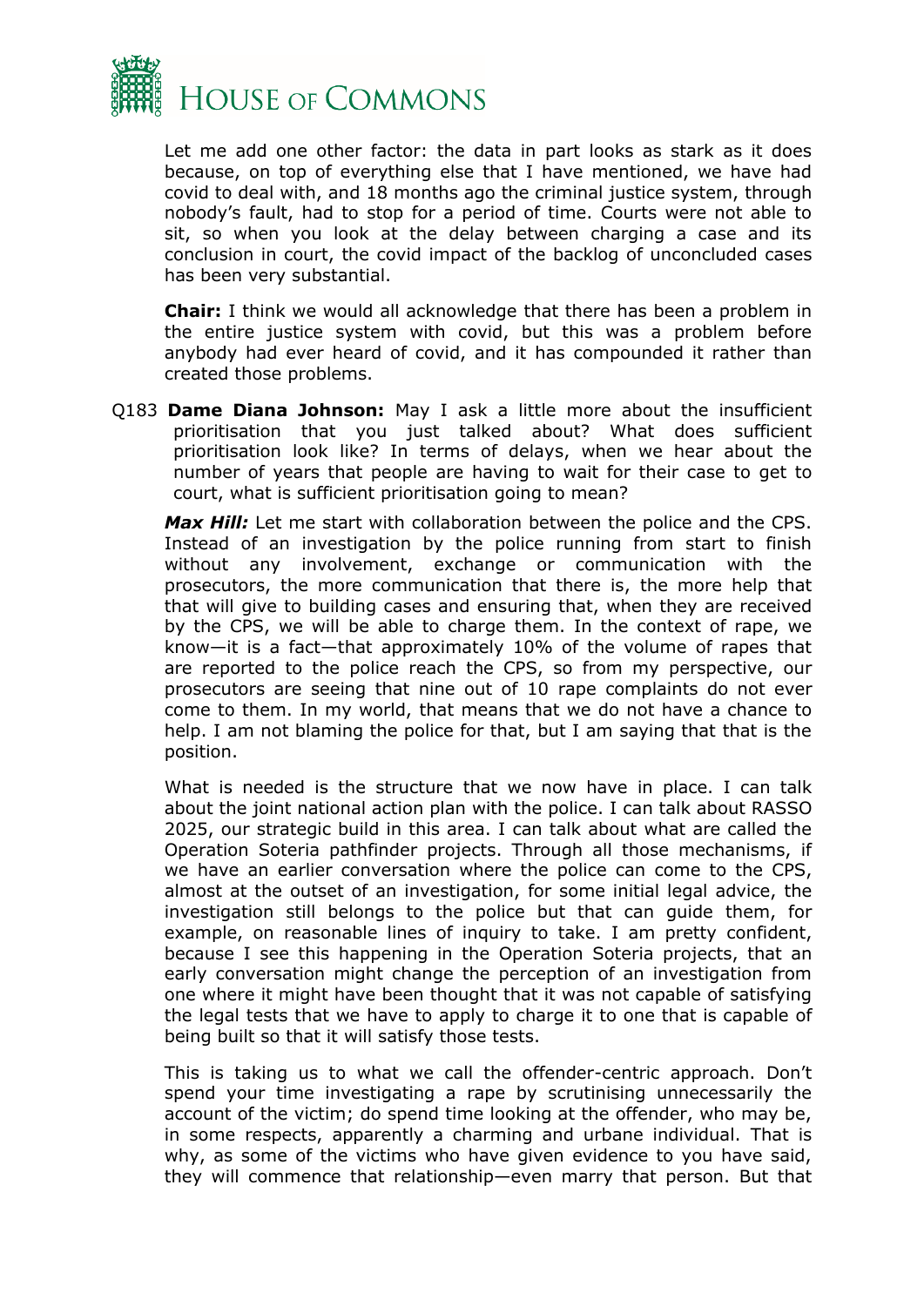Let me add one other factor: the data in part looks as stark as it does because, on top of everything else that I have mentioned, we have had covid to deal with, and 18 months ago the criminal justice system, through nobody's fault, had to stop for a period of time. Courts were not able to sit, so when you look at the delay between charging a case and its conclusion in court, the covid impact of the backlog of unconcluded cases has been very substantial.

**Chair:** I think we would all acknowledge that there has been a problem in the entire justice system with covid, but this was a problem before anybody had ever heard of covid, and it has compounded it rather than created those problems.

Q183 **Dame Diana Johnson:** May I ask a little more about the insufficient prioritisation that you just talked about? What does sufficient prioritisation look like? In terms of delays, when we hear about the number of years that people are having to wait for their case to get to court, what is sufficient prioritisation going to mean?

***Max Hill:*** Let me start with collaboration between the police and the CPS. Instead of an investigation by the police running from start to finish without any involvement, exchange or communication with the prosecutors, the more communication that there is, the more help that that will give to building cases and ensuring that, when they are received by the CPS, we will be able to charge them. In the context of rape, we know—it is a fact—that approximately 10% of the volume of rapes that are reported to the police reach the CPS, so from my perspective, our prosecutors are seeing that nine out of 10 rape complaints do not ever come to them. In my world, that means that we do not have a chance to help. I am not blaming the police for that, but I am saying that that is the position.

What is needed is the structure that we now have in place. I can talk about the joint national action plan with the police. I can talk about RASSO 2025, our strategic build in this area. I can talk about what are called the Operation Soteria pathfinder projects. Through all those mechanisms, if we have an earlier conversation where the police can come to the CPS, almost at the outset of an investigation, for some initial legal advice, the investigation still belongs to the police but that can guide them, for example, on reasonable lines of inquiry to take. I am pretty confident, because I see this happening in the Operation Soteria projects, that an early conversation might change the perception of an investigation from one where it might have been thought that it was not capable of satisfying the legal tests that we have to apply to charge it to one that is capable of being built so that it will satisfy those tests.

This is taking us to what we call the offender-centric approach. Don't spend your time investigating a rape by scrutinising unnecessarily the account of the victim; do spend time looking at the offender, who may be, in some respects, apparently a charming and urbane individual. That is why, as some of the victims who have given evidence to you have said, they will commence that relationship—even marry that person. But that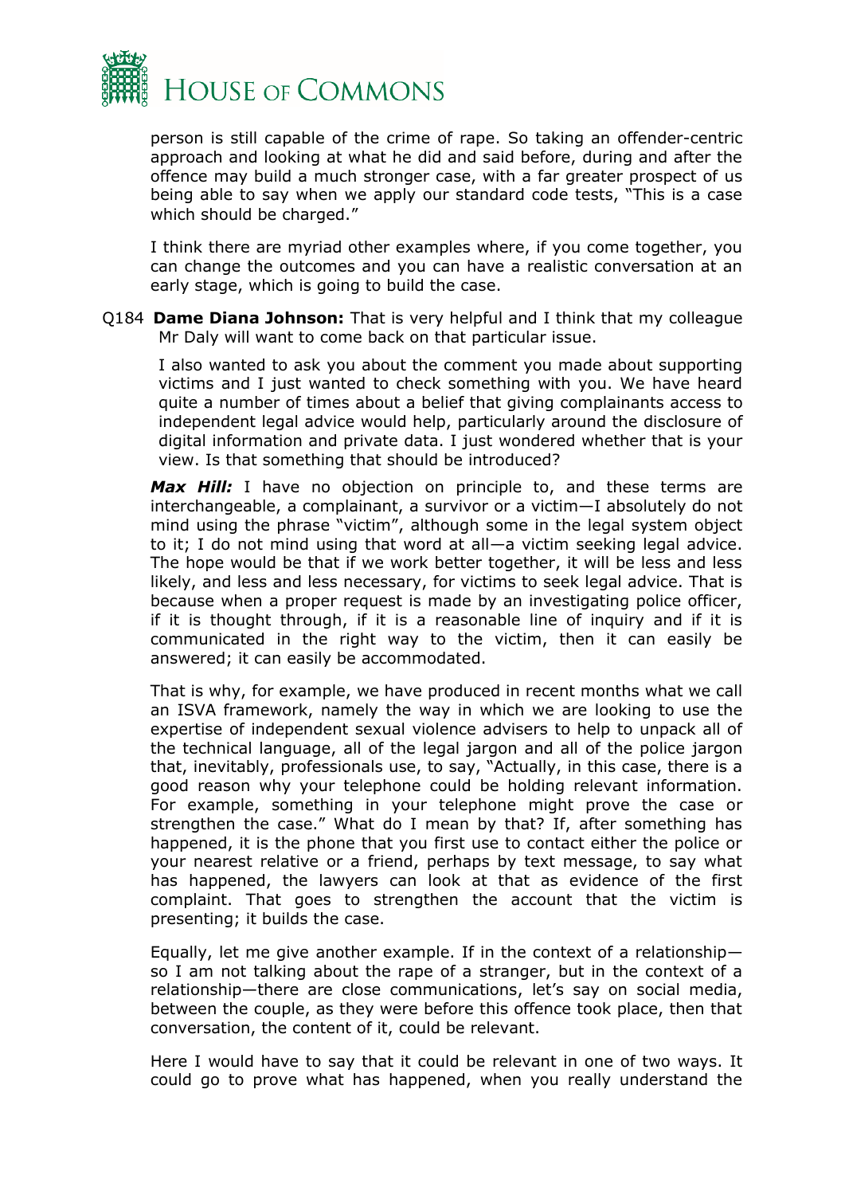person is still capable of the crime of rape. So taking an offender-centric approach and looking at what he did and said before, during and after the offence may build a much stronger case, with a far greater prospect of us being able to say when we apply our standard code tests, "This is a case which should be charged."

I think there are myriad other examples where, if you come together, you can change the outcomes and you can have a realistic conversation at an early stage, which is going to build the case.

Q184 **Dame Diana Johnson:** That is very helpful and I think that my colleague Mr Daly will want to come back on that particular issue.

I also wanted to ask you about the comment you made about supporting victims and I just wanted to check something with you. We have heard quite a number of times about a belief that giving complainants access to independent legal advice would help, particularly around the disclosure of digital information and private data. I just wondered whether that is your view. Is that something that should be introduced?

***Max Hill:*** I have no objection on principle to, and these terms are interchangeable, a complainant, a survivor or a victim—I absolutely do not mind using the phrase "victim", although some in the legal system object to it; I do not mind using that word at all—a victim seeking legal advice. The hope would be that if we work better together, it will be less and less likely, and less and less necessary, for victims to seek legal advice. That is because when a proper request is made by an investigating police officer, if it is thought through, if it is a reasonable line of inquiry and if it is communicated in the right way to the victim, then it can easily be answered; it can easily be accommodated.

That is why, for example, we have produced in recent months what we call an ISVA framework, namely the way in which we are looking to use the expertise of independent sexual violence advisers to help to unpack all of the technical language, all of the legal jargon and all of the police jargon that, inevitably, professionals use, to say, "Actually, in this case, there is a good reason why your telephone could be holding relevant information. For example, something in your telephone might prove the case or strengthen the case." What do I mean by that? If, after something has happened, it is the phone that you first use to contact either the police or your nearest relative or a friend, perhaps by text message, to say what has happened, the lawyers can look at that as evidence of the first complaint. That goes to strengthen the account that the victim is presenting; it builds the case.

Equally, let me give another example. If in the context of a relationship—so I am not talking about the rape of a stranger, but in the context of a relationship—there are close communications, let's say on social media, between the couple, as they were before this offence took place, then that conversation, the content of it, could be relevant.

Here I would have to say that it could be relevant in one of two ways. It could go to prove what has happened, when you really understand the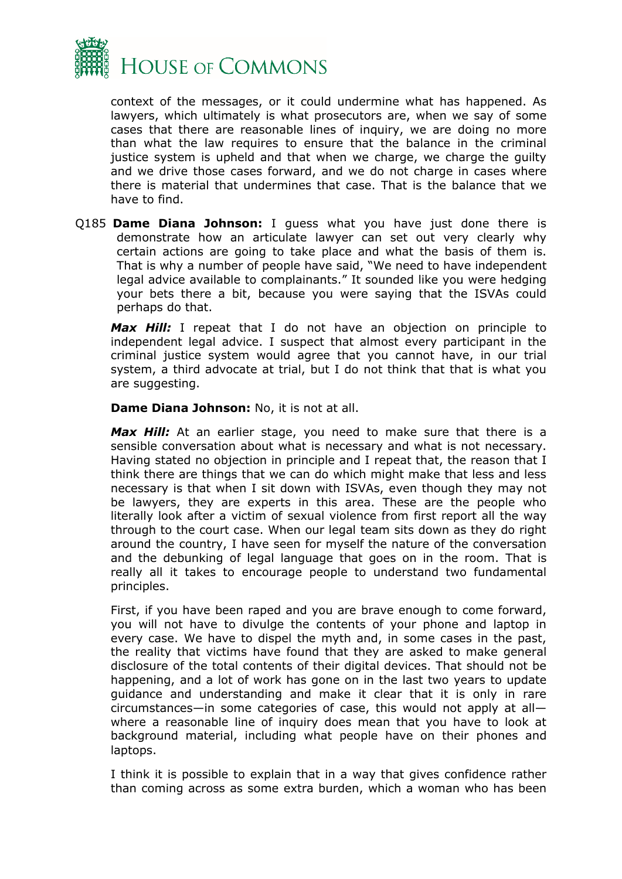context of the messages, or it could undermine what has happened. As lawyers, which ultimately is what prosecutors are, when we say of some cases that there are reasonable lines of inquiry, we are doing no more than what the law requires to ensure that the balance in the criminal justice system is upheld and that when we charge, we charge the guilty and we drive those cases forward, and we do not charge in cases where there is material that undermines that case. That is the balance that we have to find.

Q185 **Dame Diana Johnson:** I guess what you have just done there is demonstrate how an articulate lawyer can set out very clearly why certain actions are going to take place and what the basis of them is. That is why a number of people have said, "We need to have independent legal advice available to complainants." It sounded like you were hedging your bets there a bit, because you were saying that the ISVAs could perhaps do that.

***Max Hill:*** I repeat that I do not have an objection on principle to independent legal advice. I suspect that almost every participant in the criminal justice system would agree that you cannot have, in our trial system, a third advocate at trial, but I do not think that that is what you are suggesting.

**Dame Diana Johnson:** No, it is not at all.

***Max Hill:*** At an earlier stage, you need to make sure that there is a sensible conversation about what is necessary and what is not necessary. Having stated no objection in principle and I repeat that, the reason that I think there are things that we can do which might make that less and less necessary is that when I sit down with ISVAs, even though they may not be lawyers, they are experts in this area. These are the people who literally look after a victim of sexual violence from first report all the way through to the court case. When our legal team sits down as they do right around the country, I have seen for myself the nature of the conversation and the debunking of legal language that goes on in the room. That is really all it takes to encourage people to understand two fundamental principles.

First, if you have been raped and you are brave enough to come forward, you will not have to divulge the contents of your phone and laptop in every case. We have to dispel the myth and, in some cases in the past, the reality that victims have found that they are asked to make general disclosure of the total contents of their digital devices. That should not be happening, and a lot of work has gone on in the last two years to update guidance and understanding and make it clear that it is only in rare circumstances—in some categories of case, this would not apply at all—where a reasonable line of inquiry does mean that you have to look at background material, including what people have on their phones and laptops.

I think it is possible to explain that in a way that gives confidence rather than coming across as some extra burden, which a woman who has been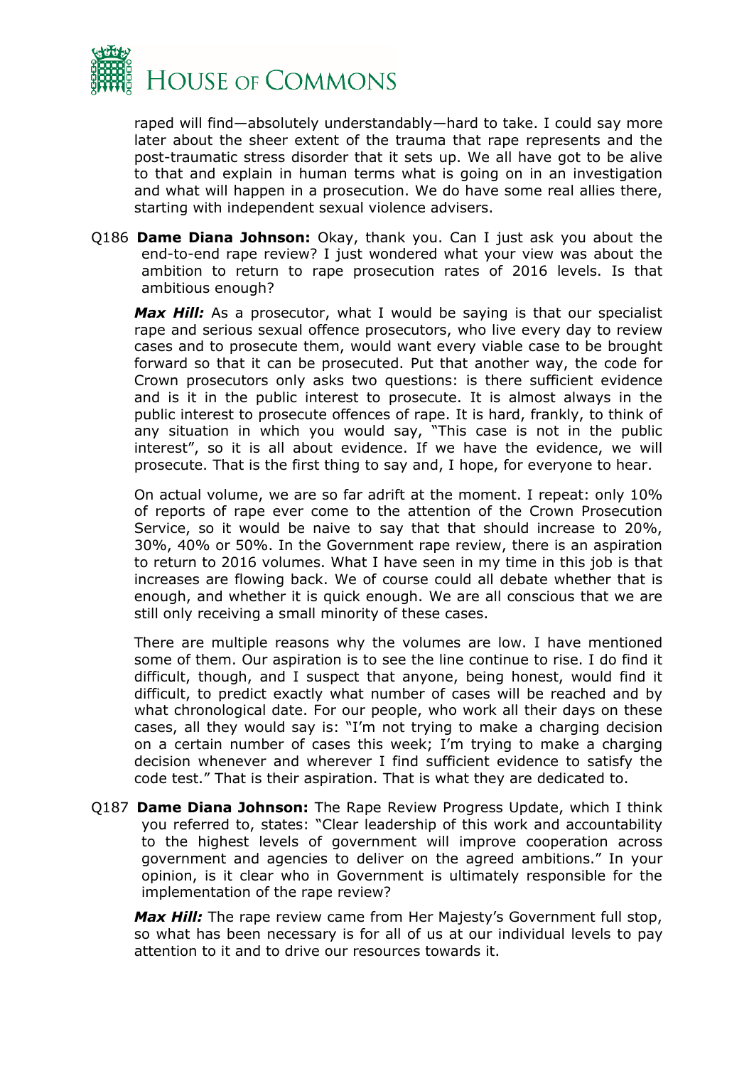raped will find—absolutely understandably—hard to take. I could say more later about the sheer extent of the trauma that rape represents and the post-traumatic stress disorder that it sets up. We all have got to be alive to that and explain in human terms what is going on in an investigation and what will happen in a prosecution. We do have some real allies there, starting with independent sexual violence advisers.

Q186 **Dame Diana Johnson:** Okay, thank you. Can I just ask you about the end-to-end rape review? I just wondered what your view was about the ambition to return to rape prosecution rates of 2016 levels. Is that ambitious enough?

***Max Hill:*** As a prosecutor, what I would be saying is that our specialist rape and serious sexual offence prosecutors, who live every day to review cases and to prosecute them, would want every viable case to be brought forward so that it can be prosecuted. Put that another way, the code for Crown prosecutors only asks two questions: is there sufficient evidence and is it in the public interest to prosecute. It is almost always in the public interest to prosecute offences of rape. It is hard, frankly, to think of any situation in which you would say, "This case is not in the public interest", so it is all about evidence. If we have the evidence, we will prosecute. That is the first thing to say and, I hope, for everyone to hear.

On actual volume, we are so far adrift at the moment. I repeat: only 10% of reports of rape ever come to the attention of the Crown Prosecution Service, so it would be naive to say that that should increase to 20%, 30%, 40% or 50%. In the Government rape review, there is an aspiration to return to 2016 volumes. What I have seen in my time in this job is that increases are flowing back. We of course could all debate whether that is enough, and whether it is quick enough. We are all conscious that we are still only receiving a small minority of these cases.

There are multiple reasons why the volumes are low. I have mentioned some of them. Our aspiration is to see the line continue to rise. I do find it difficult, though, and I suspect that anyone, being honest, would find it difficult, to predict exactly what number of cases will be reached and by what chronological date. For our people, who work all their days on these cases, all they would say is: "I'm not trying to make a charging decision on a certain number of cases this week; I'm trying to make a charging decision whenever and wherever I find sufficient evidence to satisfy the code test." That is their aspiration. That is what they are dedicated to.

Q187 **Dame Diana Johnson:** The Rape Review Progress Update, which I think you referred to, states: "Clear leadership of this work and accountability to the highest levels of government will improve cooperation across government and agencies to deliver on the agreed ambitions." In your opinion, is it clear who in Government is ultimately responsible for the implementation of the rape review?

***Max Hill:*** The rape review came from Her Majesty's Government full stop, so what has been necessary is for all of us at our individual levels to pay attention to it and to drive our resources towards it.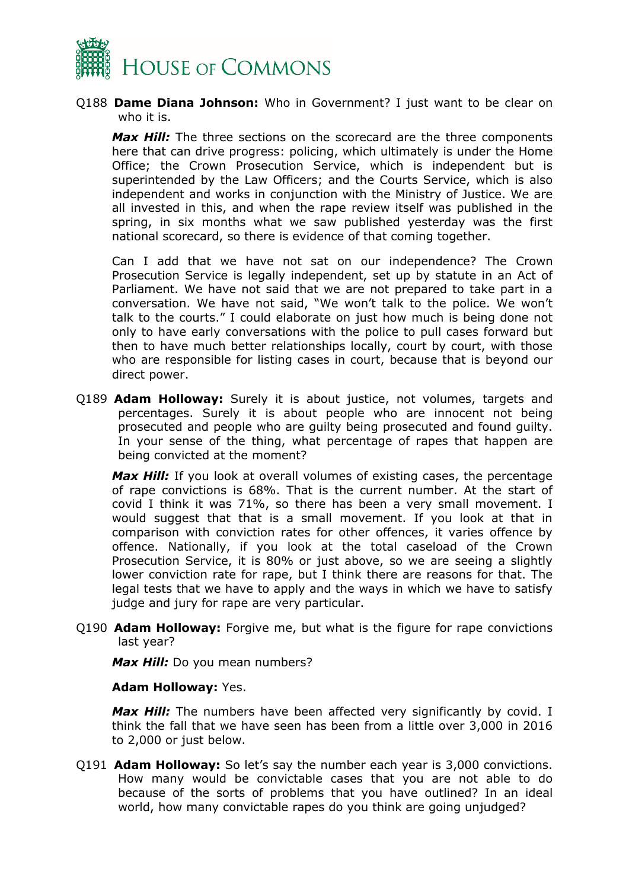Q188 **Dame Diana Johnson:** Who in Government? I just want to be clear on who it is.

***Max Hill:*** The three sections on the scorecard are the three components here that can drive progress: policing, which ultimately is under the Home Office; the Crown Prosecution Service, which is independent but is superintended by the Law Officers; and the Courts Service, which is also independent and works in conjunction with the Ministry of Justice. We are all invested in this, and when the rape review itself was published in the spring, in six months what we saw published yesterday was the first national scorecard, so there is evidence of that coming together.

Can I add that we have not sat on our independence? The Crown Prosecution Service is legally independent, set up by statute in an Act of Parliament. We have not said that we are not prepared to take part in a conversation. We have not said, "We won't talk to the police. We won't talk to the courts." I could elaborate on just how much is being done not only to have early conversations with the police to pull cases forward but then to have much better relationships locally, court by court, with those who are responsible for listing cases in court, because that is beyond our direct power.

Q189 **Adam Holloway:** Surely it is about justice, not volumes, targets and percentages. Surely it is about people who are innocent not being prosecuted and people who are guilty being prosecuted and found guilty. In your sense of the thing, what percentage of rapes that happen are being convicted at the moment?

***Max Hill:*** If you look at overall volumes of existing cases, the percentage of rape convictions is 68%. That is the current number. At the start of covid I think it was 71%, so there has been a very small movement. I would suggest that that is a small movement. If you look at that in comparison with conviction rates for other offences, it varies offence by offence. Nationally, if you look at the total caseload of the Crown Prosecution Service, it is 80% or just above, so we are seeing a slightly lower conviction rate for rape, but I think there are reasons for that. The legal tests that we have to apply and the ways in which we have to satisfy judge and jury for rape are very particular.

Q190 **Adam Holloway:** Forgive me, but what is the figure for rape convictions last year?

***Max Hill:*** Do you mean numbers?

**Adam Holloway:** Yes.

***Max Hill:*** The numbers have been affected very significantly by covid. I think the fall that we have seen has been from a little over 3,000 in 2016 to 2,000 or just below.

Q191 **Adam Holloway:** So let's say the number each year is 3,000 convictions. How many would be convictable cases that you are not able to do because of the sorts of problems that you have outlined? In an ideal world, how many convictable rapes do you think are going unjudged?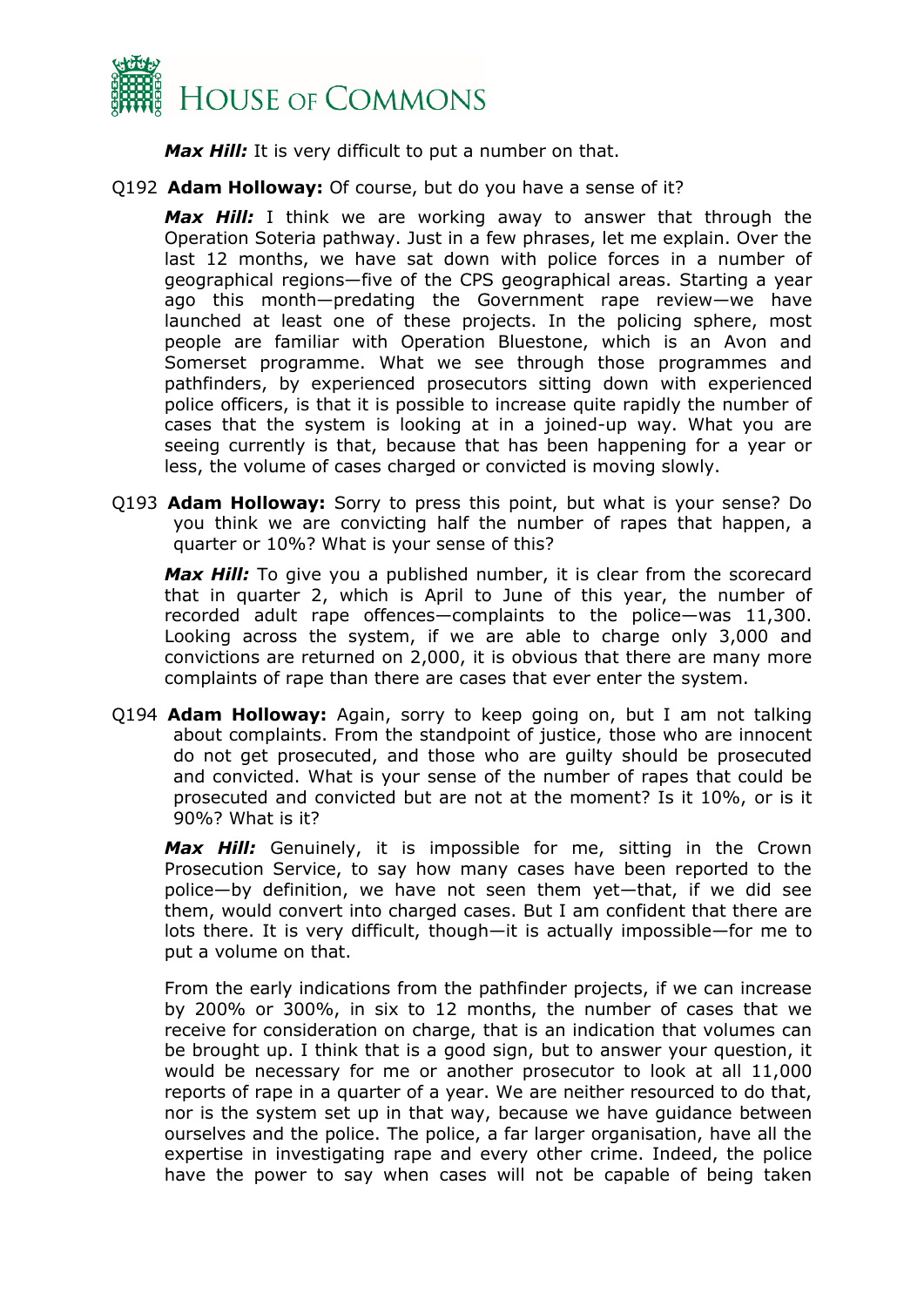***Max Hill:*** It is very difficult to put a number on that.

Q192 **Adam Holloway:** Of course, but do you have a sense of it?

***Max Hill:*** I think we are working away to answer that through the Operation Soteria pathway. Just in a few phrases, let me explain. Over the last 12 months, we have sat down with police forces in a number of geographical regions—five of the CPS geographical areas. Starting a year ago this month—predating the Government rape review—we have launched at least one of these projects. In the policing sphere, most people are familiar with Operation Bluestone, which is an Avon and Somerset programme. What we see through those programmes and pathfinders, by experienced prosecutors sitting down with experienced police officers, is that it is possible to increase quite rapidly the number of cases that the system is looking at in a joined-up way. What you are seeing currently is that, because that has been happening for a year or less, the volume of cases charged or convicted is moving slowly.

Q193 **Adam Holloway:** Sorry to press this point, but what is your sense? Do you think we are convicting half the number of rapes that happen, a quarter or 10%? What is your sense of this?

***Max Hill:*** To give you a published number, it is clear from the scorecard that in quarter 2, which is April to June of this year, the number of recorded adult rape offences—complaints to the police—was 11,300. Looking across the system, if we are able to charge only 3,000 and convictions are returned on 2,000, it is obvious that there are many more complaints of rape than there are cases that ever enter the system.

Q194 **Adam Holloway:** Again, sorry to keep going on, but I am not talking about complaints. From the standpoint of justice, those who are innocent do not get prosecuted, and those who are guilty should be prosecuted and convicted. What is your sense of the number of rapes that could be prosecuted and convicted but are not at the moment? Is it 10%, or is it 90%? What is it?

***Max Hill:*** Genuinely, it is impossible for me, sitting in the Crown Prosecution Service, to say how many cases have been reported to the police—by definition, we have not seen them yet—that, if we did see them, would convert into charged cases. But I am confident that there are lots there. It is very difficult, though—it is actually impossible—for me to put a volume on that.

From the early indications from the pathfinder projects, if we can increase by 200% or 300%, in six to 12 months, the number of cases that we receive for consideration on charge, that is an indication that volumes can be brought up. I think that is a good sign, but to answer your question, it would be necessary for me or another prosecutor to look at all 11,000 reports of rape in a quarter of a year. We are neither resourced to do that, nor is the system set up in that way, because we have guidance between ourselves and the police. The police, a far larger organisation, have all the expertise in investigating rape and every other crime. Indeed, the police have the power to say when cases will not be capable of being taken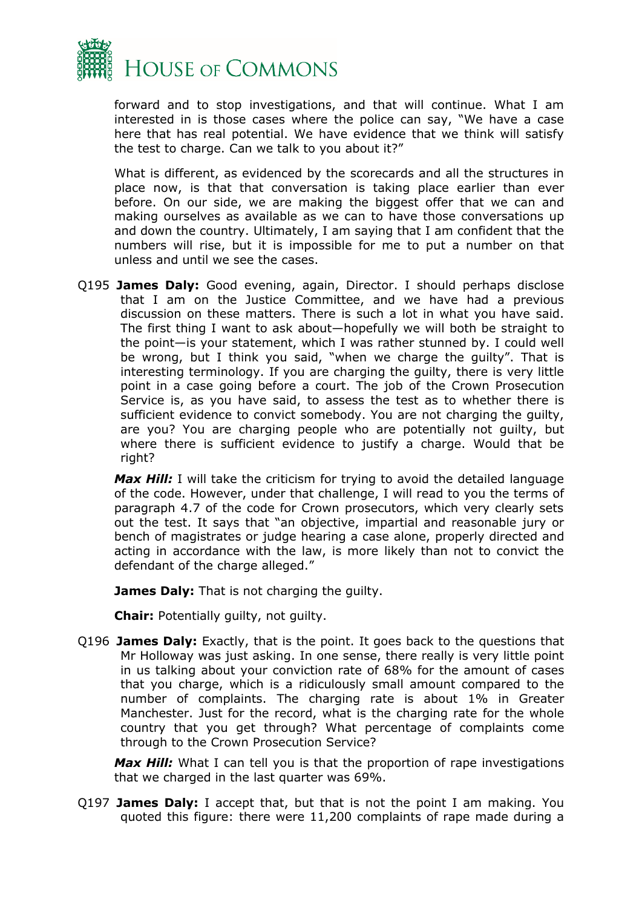forward and to stop investigations, and that will continue. What I am interested in is those cases where the police can say, "We have a case here that has real potential. We have evidence that we think will satisfy the test to charge. Can we talk to you about it?"

What is different, as evidenced by the scorecards and all the structures in place now, is that that conversation is taking place earlier than ever before. On our side, we are making the biggest offer that we can and making ourselves as available as we can to have those conversations up and down the country. Ultimately, I am saying that I am confident that the numbers will rise, but it is impossible for me to put a number on that unless and until we see the cases.

Q195 **James Daly:** Good evening, again, Director. I should perhaps disclose that I am on the Justice Committee, and we have had a previous discussion on these matters. There is such a lot in what you have said. The first thing I want to ask about—hopefully we will both be straight to the point—is your statement, which I was rather stunned by. I could well be wrong, but I think you said, "when we charge the guilty". That is interesting terminology. If you are charging the guilty, there is very little point in a case going before a court. The job of the Crown Prosecution Service is, as you have said, to assess the test as to whether there is sufficient evidence to convict somebody. You are not charging the guilty, are you? You are charging people who are potentially not guilty, but where there is sufficient evidence to justify a charge. Would that be right?

***Max Hill:*** I will take the criticism for trying to avoid the detailed language of the code. However, under that challenge, I will read to you the terms of paragraph 4.7 of the code for Crown prosecutors, which very clearly sets out the test. It says that "an objective, impartial and reasonable jury or bench of magistrates or judge hearing a case alone, properly directed and acting in accordance with the law, is more likely than not to convict the defendant of the charge alleged."

**James Daly:** That is not charging the guilty.

**Chair:** Potentially guilty, not guilty.

Q196 **James Daly:** Exactly, that is the point. It goes back to the questions that Mr Holloway was just asking. In one sense, there really is very little point in us talking about your conviction rate of 68% for the amount of cases that you charge, which is a ridiculously small amount compared to the number of complaints. The charging rate is about 1% in Greater Manchester. Just for the record, what is the charging rate for the whole country that you get through? What percentage of complaints come through to the Crown Prosecution Service?

***Max Hill:*** What I can tell you is that the proportion of rape investigations that we charged in the last quarter was 69%.

Q197 **James Daly:** I accept that, but that is not the point I am making. You quoted this figure: there were 11,200 complaints of rape made during a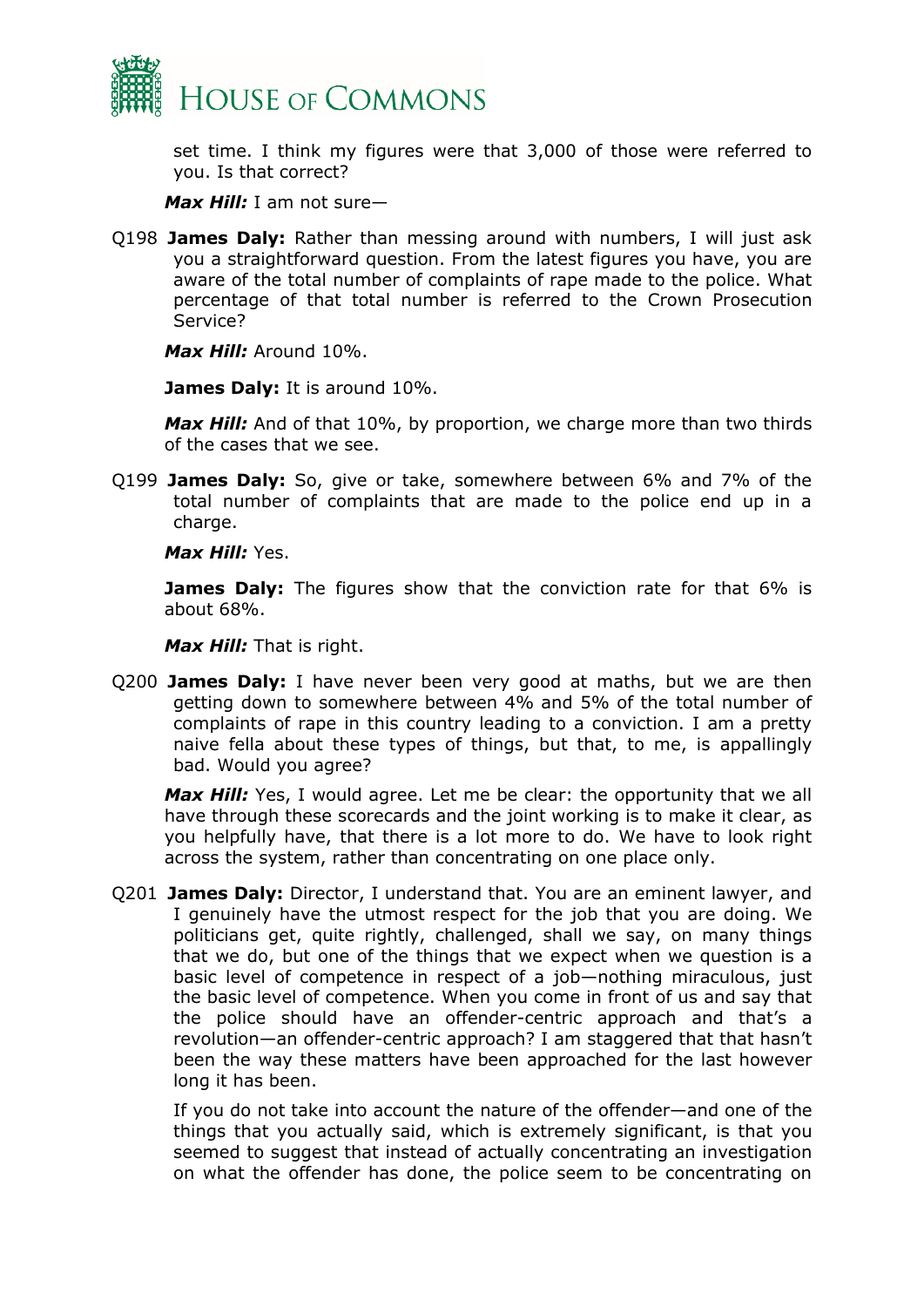set time. I think my figures were that 3,000 of those were referred to you. Is that correct?

***Max Hill:*** I am not sure—

Q198 **James Daly:** Rather than messing around with numbers, I will just ask you a straightforward question. From the latest figures you have, you are aware of the total number of complaints of rape made to the police. What percentage of that total number is referred to the Crown Prosecution Service?

***Max Hill:*** Around 10%.

**James Daly:** It is around 10%.

***Max Hill:*** And of that 10%, by proportion, we charge more than two thirds of the cases that we see.

Q199 **James Daly:** So, give or take, somewhere between 6% and 7% of the total number of complaints that are made to the police end up in a charge.

***Max Hill:*** Yes.

**James Daly:** The figures show that the conviction rate for that 6% is about 68%.

***Max Hill:*** That is right.

Q200 **James Daly:** I have never been very good at maths, but we are then getting down to somewhere between 4% and 5% of the total number of complaints of rape in this country leading to a conviction. I am a pretty naive fella about these types of things, but that, to me, is appallingly bad. Would you agree?

***Max Hill:*** Yes, I would agree. Let me be clear: the opportunity that we all have through these scorecards and the joint working is to make it clear, as you helpfully have, that there is a lot more to do. We have to look right across the system, rather than concentrating on one place only.

Q201 **James Daly:** Director, I understand that. You are an eminent lawyer, and I genuinely have the utmost respect for the job that you are doing. We politicians get, quite rightly, challenged, shall we say, on many things that we do, but one of the things that we expect when we question is a basic level of competence in respect of a job—nothing miraculous, just the basic level of competence. When you come in front of us and say that the police should have an offender-centric approach and that's a revolution—an offender-centric approach? I am staggered that that hasn't been the way these matters have been approached for the last however long it has been.

If you do not take into account the nature of the offender—and one of the things that you actually said, which is extremely significant, is that you seemed to suggest that instead of actually concentrating an investigation on what the offender has done, the police seem to be concentrating on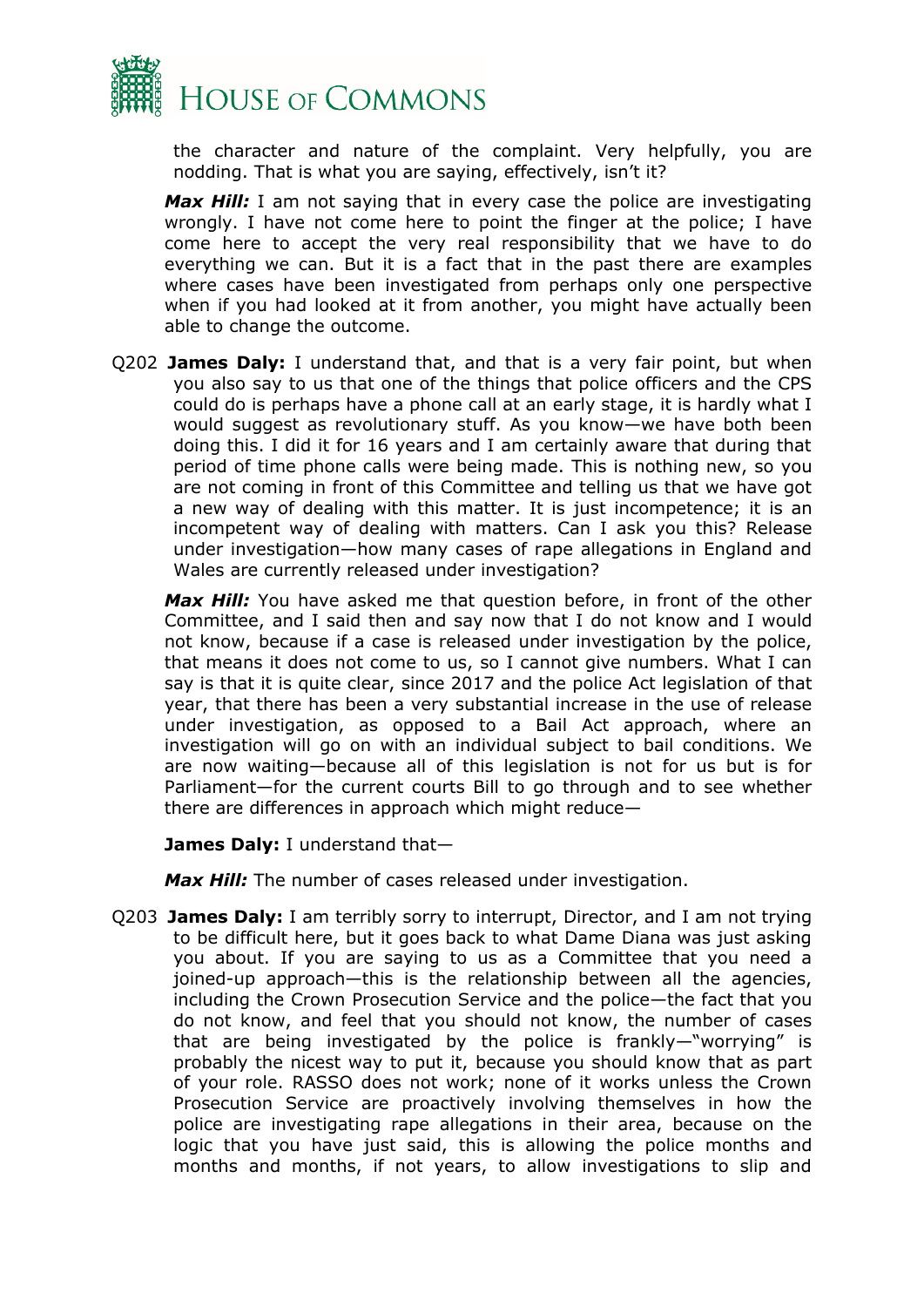the character and nature of the complaint. Very helpfully, you are nodding. That is what you are saying, effectively, isn't it?

***Max Hill:*** I am not saying that in every case the police are investigating wrongly. I have not come here to point the finger at the police; I have come here to accept the very real responsibility that we have to do everything we can. But it is a fact that in the past there are examples where cases have been investigated from perhaps only one perspective when if you had looked at it from another, you might have actually been able to change the outcome.

Q202 **James Daly:** I understand that, and that is a very fair point, but when you also say to us that one of the things that police officers and the CPS could do is perhaps have a phone call at an early stage, it is hardly what I would suggest as revolutionary stuff. As you know—we have both been doing this. I did it for 16 years and I am certainly aware that during that period of time phone calls were being made. This is nothing new, so you are not coming in front of this Committee and telling us that we have got a new way of dealing with this matter. It is just incompetence; it is an incompetent way of dealing with matters. Can I ask you this? Release under investigation—how many cases of rape allegations in England and Wales are currently released under investigation?

***Max Hill:*** You have asked me that question before, in front of the other Committee, and I said then and say now that I do not know and I would not know, because if a case is released under investigation by the police, that means it does not come to us, so I cannot give numbers. What I can say is that it is quite clear, since 2017 and the police Act legislation of that year, that there has been a very substantial increase in the use of release under investigation, as opposed to a Bail Act approach, where an investigation will go on with an individual subject to bail conditions. We are now waiting—because all of this legislation is not for us but is for Parliament—for the current courts Bill to go through and to see whether there are differences in approach which might reduce—

**James Daly:** I understand that—

***Max Hill:*** The number of cases released under investigation.

Q203 **James Daly:** I am terribly sorry to interrupt, Director, and I am not trying to be difficult here, but it goes back to what Dame Diana was just asking you about. If you are saying to us as a Committee that you need a joined-up approach—this is the relationship between all the agencies, including the Crown Prosecution Service and the police—the fact that you do not know, and feel that you should not know, the number of cases that are being investigated by the police is frankly—"worrying" is probably the nicest way to put it, because you should know that as part of your role. RASSO does not work; none of it works unless the Crown Prosecution Service are proactively involving themselves in how the police are investigating rape allegations in their area, because on the logic that you have just said, this is allowing the police months and months and months, if not years, to allow investigations to slip and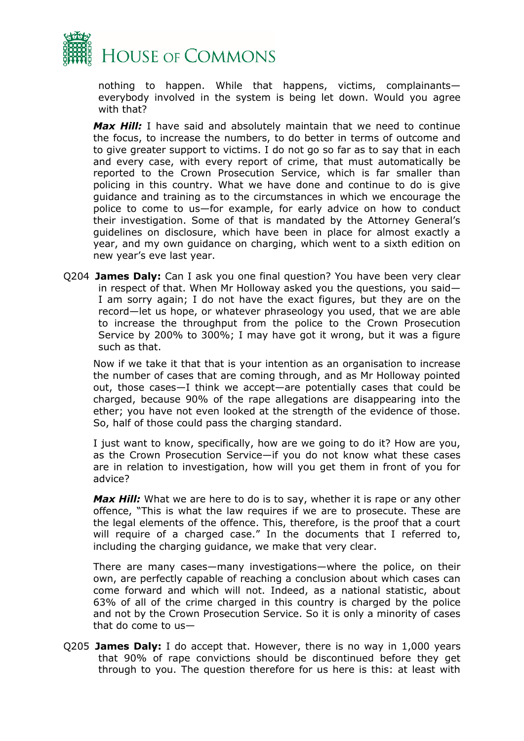nothing to happen. While that happens, victims, complainants—everybody involved in the system is being let down. Would you agree with that?

***Max Hill:*** I have said and absolutely maintain that we need to continue the focus, to increase the numbers, to do better in terms of outcome and to give greater support to victims. I do not go so far as to say that in each and every case, with every report of crime, that must automatically be reported to the Crown Prosecution Service, which is far smaller than policing in this country. What we have done and continue to do is give guidance and training as to the circumstances in which we encourage the police to come to us—for example, for early advice on how to conduct their investigation. Some of that is mandated by the Attorney General's guidelines on disclosure, which have been in place for almost exactly a year, and my own guidance on charging, which went to a sixth edition on new year's eve last year.

Q204 **James Daly:** Can I ask you one final question? You have been very clear in respect of that. When Mr Holloway asked you the questions, you said—I am sorry again; I do not have the exact figures, but they are on the record—let us hope, or whatever phraseology you used, that we are able to increase the throughput from the police to the Crown Prosecution Service by 200% to 300%; I may have got it wrong, but it was a figure such as that.

Now if we take it that that is your intention as an organisation to increase the number of cases that are coming through, and as Mr Holloway pointed out, those cases—I think we accept—are potentially cases that could be charged, because 90% of the rape allegations are disappearing into the ether; you have not even looked at the strength of the evidence of those. So, half of those could pass the charging standard.

I just want to know, specifically, how are we going to do it? How are you, as the Crown Prosecution Service—if you do not know what these cases are in relation to investigation, how will you get them in front of you for advice?

***Max Hill:*** What we are here to do is to say, whether it is rape or any other offence, "This is what the law requires if we are to prosecute. These are the legal elements of the offence. This, therefore, is the proof that a court will require of a charged case." In the documents that I referred to, including the charging guidance, we make that very clear.

There are many cases—many investigations—where the police, on their own, are perfectly capable of reaching a conclusion about which cases can come forward and which will not. Indeed, as a national statistic, about 63% of all of the crime charged in this country is charged by the police and not by the Crown Prosecution Service. So it is only a minority of cases that do come to us—

Q205 **James Daly:** I do accept that. However, there is no way in 1,000 years that 90% of rape convictions should be discontinued before they get through to you. The question therefore for us here is this: at least with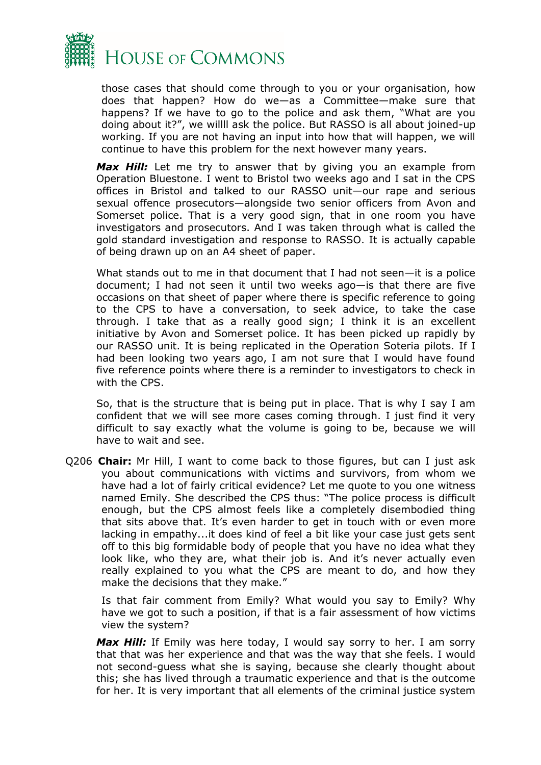those cases that should come through to you or your organisation, how does that happen? How do we—as a Committee—make sure that happens? If we have to go to the police and ask them, "What are you doing about it?", we willl ask the police. But RASSO is all about joined-up working. If you are not having an input into how that will happen, we will continue to have this problem for the next however many years.

***Max Hill:*** Let me try to answer that by giving you an example from Operation Bluestone. I went to Bristol two weeks ago and I sat in the CPS offices in Bristol and talked to our RASSO unit—our rape and serious sexual offence prosecutors—alongside two senior officers from Avon and Somerset police. That is a very good sign, that in one room you have investigators and prosecutors. And I was taken through what is called the gold standard investigation and response to RASSO. It is actually capable of being drawn up on an A4 sheet of paper.

What stands out to me in that document that I had not seen—it is a police document; I had not seen it until two weeks ago—is that there are five occasions on that sheet of paper where there is specific reference to going to the CPS to have a conversation, to seek advice, to take the case through. I take that as a really good sign; I think it is an excellent initiative by Avon and Somerset police. It has been picked up rapidly by our RASSO unit. It is being replicated in the Operation Soteria pilots. If I had been looking two years ago, I am not sure that I would have found five reference points where there is a reminder to investigators to check in with the CPS.

So, that is the structure that is being put in place. That is why I say I am confident that we will see more cases coming through. I just find it very difficult to say exactly what the volume is going to be, because we will have to wait and see.

Q206 **Chair:** Mr Hill, I want to come back to those figures, but can I just ask you about communications with victims and survivors, from whom we have had a lot of fairly critical evidence? Let me quote to you one witness named Emily. She described the CPS thus: "The police process is difficult enough, but the CPS almost feels like a completely disembodied thing that sits above that. It's even harder to get in touch with or even more lacking in empathy...it does kind of feel a bit like your case just gets sent off to this big formidable body of people that you have no idea what they look like, who they are, what their job is. And it's never actually even really explained to you what the CPS are meant to do, and how they make the decisions that they make."

Is that fair comment from Emily? What would you say to Emily? Why have we got to such a position, if that is a fair assessment of how victims view the system?

***Max Hill:*** If Emily was here today, I would say sorry to her. I am sorry that that was her experience and that was the way that she feels. I would not second-guess what she is saying, because she clearly thought about this; she has lived through a traumatic experience and that is the outcome for her. It is very important that all elements of the criminal justice system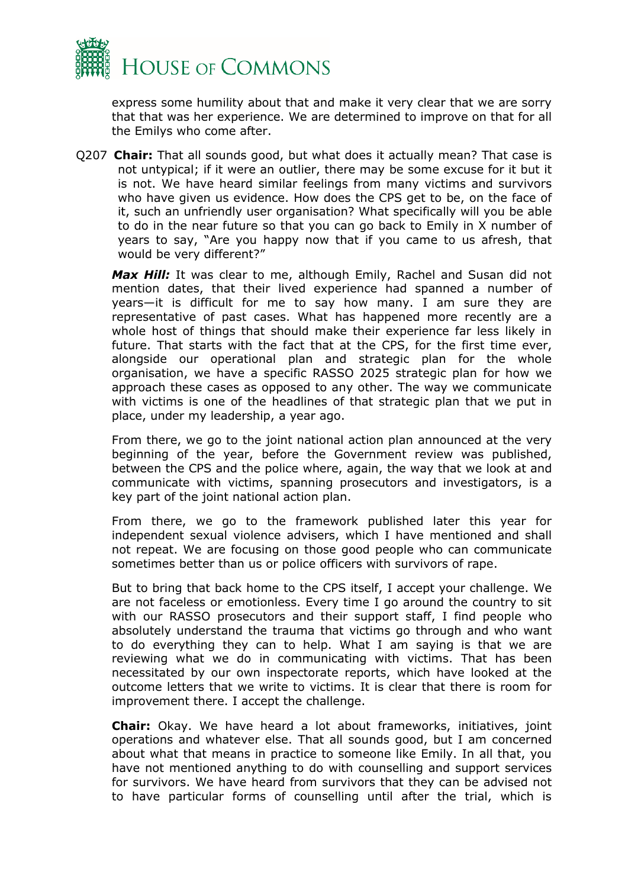express some humility about that and make it very clear that we are sorry that that was her experience. We are determined to improve on that for all the Emilys who come after.

Q207 **Chair:** That all sounds good, but what does it actually mean? That case is not untypical; if it were an outlier, there may be some excuse for it but it is not. We have heard similar feelings from many victims and survivors who have given us evidence. How does the CPS get to be, on the face of it, such an unfriendly user organisation? What specifically will you be able to do in the near future so that you can go back to Emily in X number of years to say, "Are you happy now that if you came to us afresh, that would be very different?"

***Max Hill:*** It was clear to me, although Emily, Rachel and Susan did not mention dates, that their lived experience had spanned a number of years—it is difficult for me to say how many. I am sure they are representative of past cases. What has happened more recently are a whole host of things that should make their experience far less likely in future. That starts with the fact that at the CPS, for the first time ever, alongside our operational plan and strategic plan for the whole organisation, we have a specific RASSO 2025 strategic plan for how we approach these cases as opposed to any other. The way we communicate with victims is one of the headlines of that strategic plan that we put in place, under my leadership, a year ago.

From there, we go to the joint national action plan announced at the very beginning of the year, before the Government review was published, between the CPS and the police where, again, the way that we look at and communicate with victims, spanning prosecutors and investigators, is a key part of the joint national action plan.

From there, we go to the framework published later this year for independent sexual violence advisers, which I have mentioned and shall not repeat. We are focusing on those good people who can communicate sometimes better than us or police officers with survivors of rape.

But to bring that back home to the CPS itself, I accept your challenge. We are not faceless or emotionless. Every time I go around the country to sit with our RASSO prosecutors and their support staff, I find people who absolutely understand the trauma that victims go through and who want to do everything they can to help. What I am saying is that we are reviewing what we do in communicating with victims. That has been necessitated by our own inspectorate reports, which have looked at the outcome letters that we write to victims. It is clear that there is room for improvement there. I accept the challenge.

**Chair:** Okay. We have heard a lot about frameworks, initiatives, joint operations and whatever else. That all sounds good, but I am concerned about what that means in practice to someone like Emily. In all that, you have not mentioned anything to do with counselling and support services for survivors. We have heard from survivors that they can be advised not to have particular forms of counselling until after the trial, which is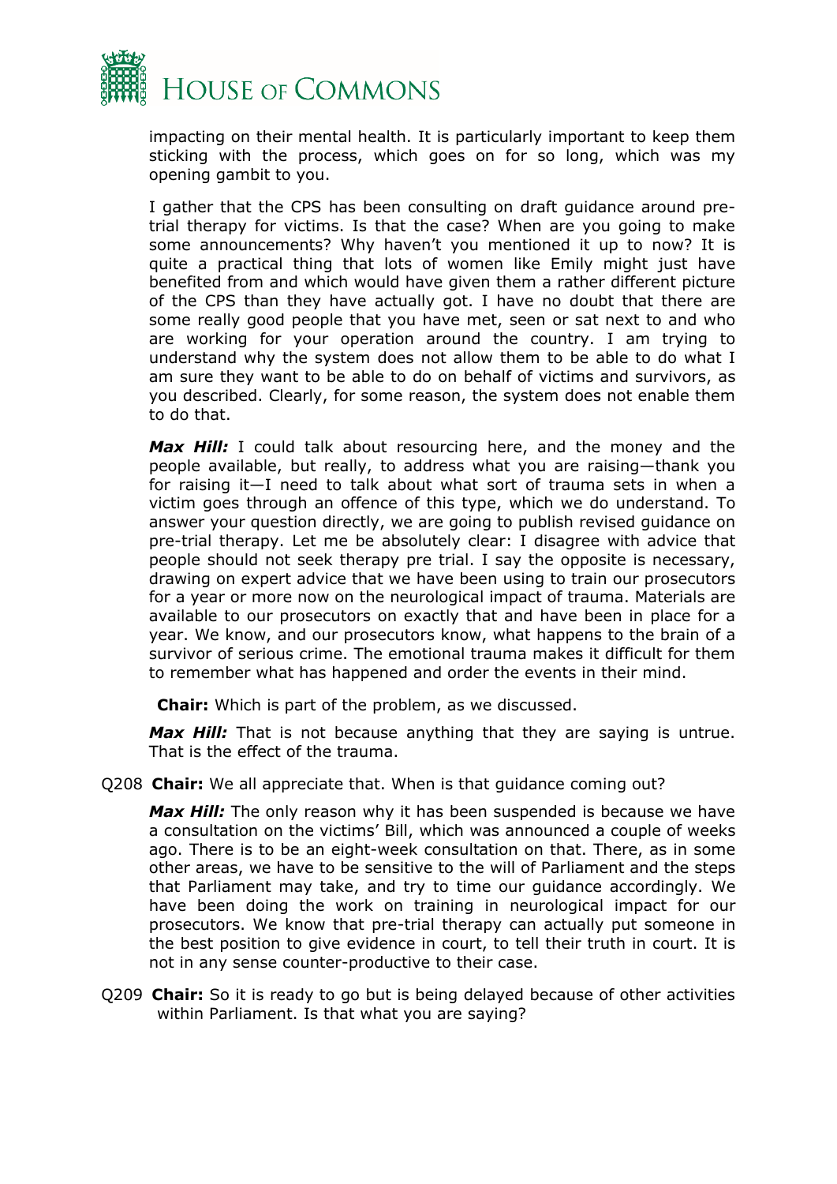impacting on their mental health. It is particularly important to keep them sticking with the process, which goes on for so long, which was my opening gambit to you.

I gather that the CPS has been consulting on draft guidance around pre-trial therapy for victims. Is that the case? When are you going to make some announcements? Why haven't you mentioned it up to now? It is quite a practical thing that lots of women like Emily might just have benefited from and which would have given them a rather different picture of the CPS than they have actually got. I have no doubt that there are some really good people that you have met, seen or sat next to and who are working for your operation around the country. I am trying to understand why the system does not allow them to be able to do what I am sure they want to be able to do on behalf of victims and survivors, as you described. Clearly, for some reason, the system does not enable them to do that.

***Max Hill:*** I could talk about resourcing here, and the money and the people available, but really, to address what you are raising—thank you for raising it—I need to talk about what sort of trauma sets in when a victim goes through an offence of this type, which we do understand. To answer your question directly, we are going to publish revised guidance on pre-trial therapy. Let me be absolutely clear: I disagree with advice that people should not seek therapy pre trial. I say the opposite is necessary, drawing on expert advice that we have been using to train our prosecutors for a year or more now on the neurological impact of trauma. Materials are available to our prosecutors on exactly that and have been in place for a year. We know, and our prosecutors know, what happens to the brain of a survivor of serious crime. The emotional trauma makes it difficult for them to remember what has happened and order the events in their mind.

**Chair:** Which is part of the problem, as we discussed.

***Max Hill:*** That is not because anything that they are saying is untrue. That is the effect of the trauma.

Q208 **Chair:** We all appreciate that. When is that guidance coming out?

***Max Hill:*** The only reason why it has been suspended is because we have a consultation on the victims' Bill, which was announced a couple of weeks ago. There is to be an eight-week consultation on that. There, as in some other areas, we have to be sensitive to the will of Parliament and the steps that Parliament may take, and try to time our guidance accordingly. We have been doing the work on training in neurological impact for our prosecutors. We know that pre-trial therapy can actually put someone in the best position to give evidence in court, to tell their truth in court. It is not in any sense counter-productive to their case.

Q209 **Chair:** So it is ready to go but is being delayed because of other activities within Parliament. Is that what you are saying?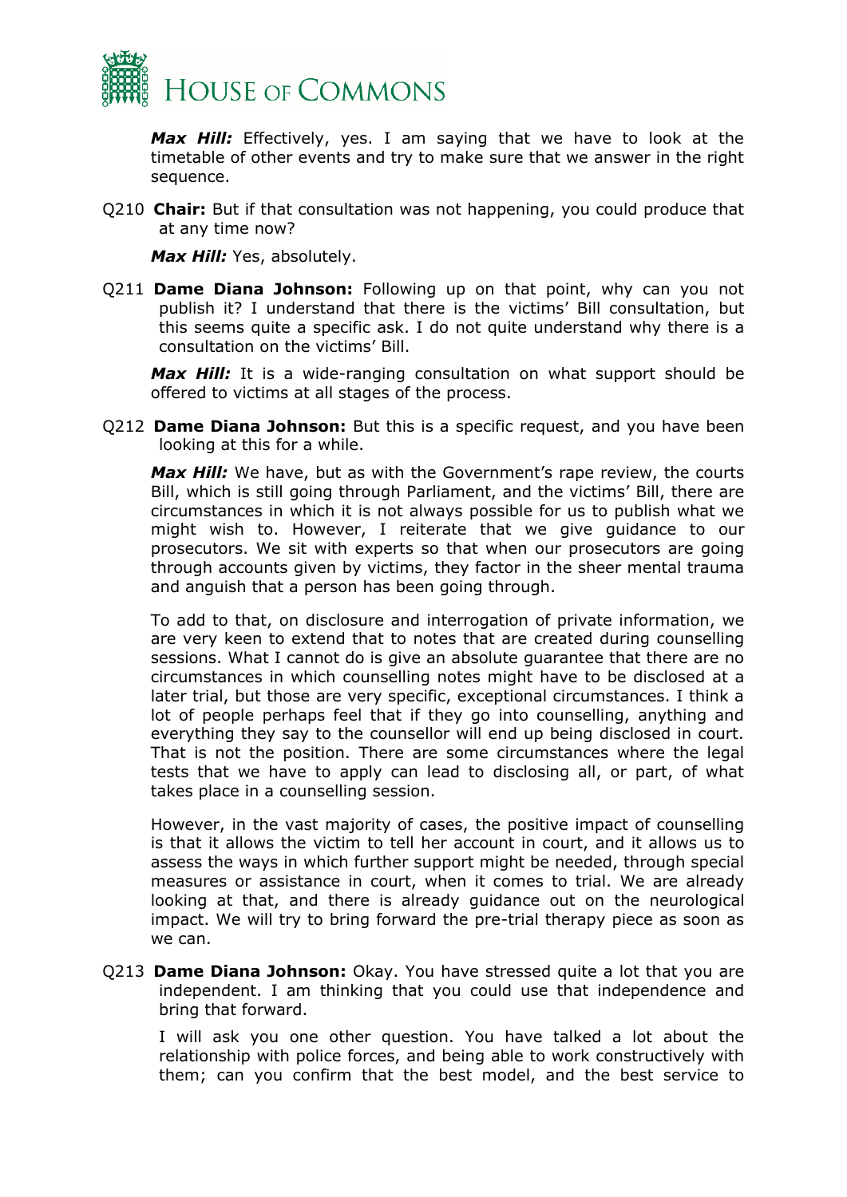***Max Hill:*** Effectively, yes. I am saying that we have to look at the timetable of other events and try to make sure that we answer in the right sequence.

Q210 **Chair:** But if that consultation was not happening, you could produce that at any time now?

***Max Hill:*** Yes, absolutely.

Q211 **Dame Diana Johnson:** Following up on that point, why can you not publish it? I understand that there is the victims' Bill consultation, but this seems quite a specific ask. I do not quite understand why there is a consultation on the victims' Bill.

***Max Hill:*** It is a wide-ranging consultation on what support should be offered to victims at all stages of the process.

Q212 **Dame Diana Johnson:** But this is a specific request, and you have been looking at this for a while.

***Max Hill:*** We have, but as with the Government's rape review, the courts Bill, which is still going through Parliament, and the victims' Bill, there are circumstances in which it is not always possible for us to publish what we might wish to. However, I reiterate that we give guidance to our prosecutors. We sit with experts so that when our prosecutors are going through accounts given by victims, they factor in the sheer mental trauma and anguish that a person has been going through.

To add to that, on disclosure and interrogation of private information, we are very keen to extend that to notes that are created during counselling sessions. What I cannot do is give an absolute guarantee that there are no circumstances in which counselling notes might have to be disclosed at a later trial, but those are very specific, exceptional circumstances. I think a lot of people perhaps feel that if they go into counselling, anything and everything they say to the counsellor will end up being disclosed in court. That is not the position. There are some circumstances where the legal tests that we have to apply can lead to disclosing all, or part, of what takes place in a counselling session.

However, in the vast majority of cases, the positive impact of counselling is that it allows the victim to tell her account in court, and it allows us to assess the ways in which further support might be needed, through special measures or assistance in court, when it comes to trial. We are already looking at that, and there is already guidance out on the neurological impact. We will try to bring forward the pre-trial therapy piece as soon as we can.

Q213 **Dame Diana Johnson:** Okay. You have stressed quite a lot that you are independent. I am thinking that you could use that independence and bring that forward.

I will ask you one other question. You have talked a lot about the relationship with police forces, and being able to work constructively with them; can you confirm that the best model, and the best service to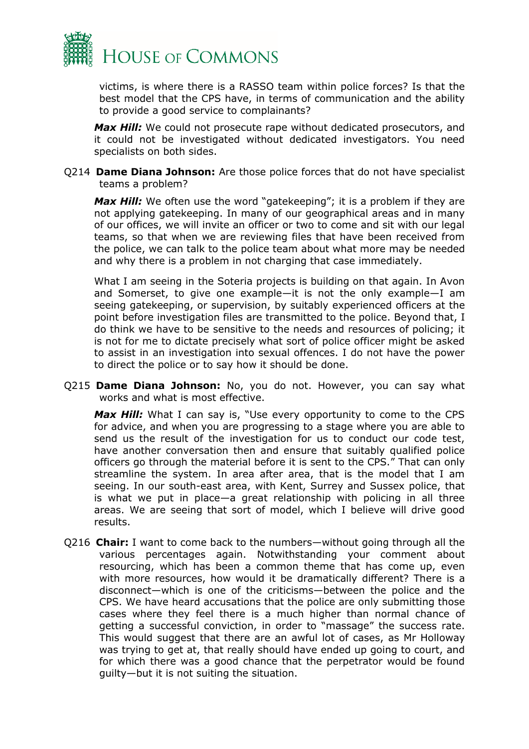victims, is where there is a RASSO team within police forces? Is that the best model that the CPS have, in terms of communication and the ability to provide a good service to complainants?

***Max Hill:*** We could not prosecute rape without dedicated prosecutors, and it could not be investigated without dedicated investigators. You need specialists on both sides.

Q214 **Dame Diana Johnson:** Are those police forces that do not have specialist teams a problem?

***Max Hill:*** We often use the word "gatekeeping"; it is a problem if they are not applying gatekeeping. In many of our geographical areas and in many of our offices, we will invite an officer or two to come and sit with our legal teams, so that when we are reviewing files that have been received from the police, we can talk to the police team about what more may be needed and why there is a problem in not charging that case immediately.

What I am seeing in the Soteria projects is building on that again. In Avon and Somerset, to give one example—it is not the only example—I am seeing gatekeeping, or supervision, by suitably experienced officers at the point before investigation files are transmitted to the police. Beyond that, I do think we have to be sensitive to the needs and resources of policing; it is not for me to dictate precisely what sort of police officer might be asked to assist in an investigation into sexual offences. I do not have the power to direct the police or to say how it should be done.

Q215 **Dame Diana Johnson:** No, you do not. However, you can say what works and what is most effective.

***Max Hill:*** What I can say is, "Use every opportunity to come to the CPS for advice, and when you are progressing to a stage where you are able to send us the result of the investigation for us to conduct our code test, have another conversation then and ensure that suitably qualified police officers go through the material before it is sent to the CPS." That can only streamline the system. In area after area, that is the model that I am seeing. In our south-east area, with Kent, Surrey and Sussex police, that is what we put in place—a great relationship with policing in all three areas. We are seeing that sort of model, which I believe will drive good results.

Q216 **Chair:** I want to come back to the numbers—without going through all the various percentages again. Notwithstanding your comment about resourcing, which has been a common theme that has come up, even with more resources, how would it be dramatically different? There is a disconnect—which is one of the criticisms—between the police and the CPS. We have heard accusations that the police are only submitting those cases where they feel there is a much higher than normal chance of getting a successful conviction, in order to "massage" the success rate. This would suggest that there are an awful lot of cases, as Mr Holloway was trying to get at, that really should have ended up going to court, and for which there was a good chance that the perpetrator would be found guilty—but it is not suiting the situation.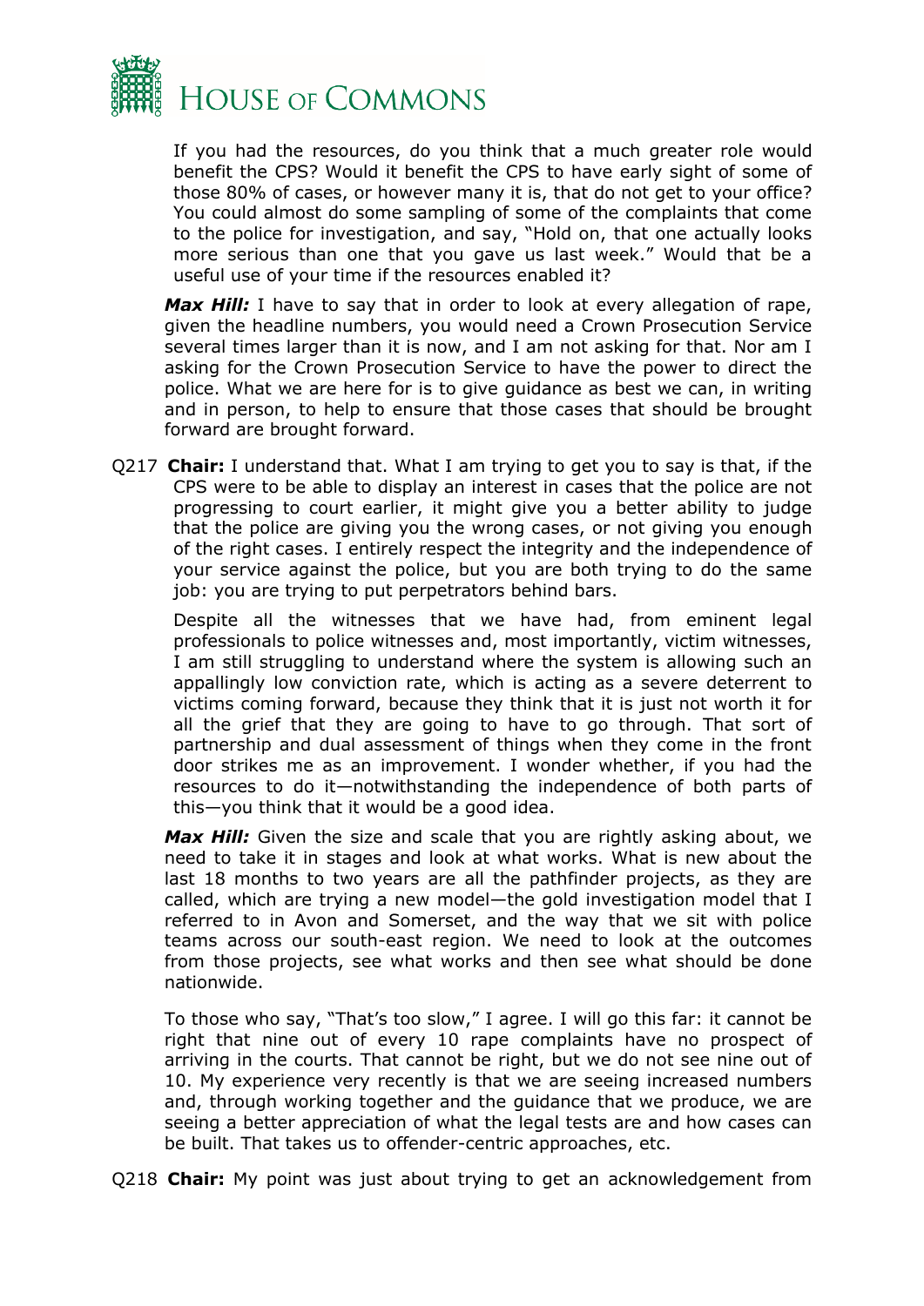If you had the resources, do you think that a much greater role would benefit the CPS? Would it benefit the CPS to have early sight of some of those 80% of cases, or however many it is, that do not get to your office? You could almost do some sampling of some of the complaints that come to the police for investigation, and say, "Hold on, that one actually looks more serious than one that you gave us last week." Would that be a useful use of your time if the resources enabled it?

***Max Hill:*** I have to say that in order to look at every allegation of rape, given the headline numbers, you would need a Crown Prosecution Service several times larger than it is now, and I am not asking for that. Nor am I asking for the Crown Prosecution Service to have the power to direct the police. What we are here for is to give guidance as best we can, in writing and in person, to help to ensure that those cases that should be brought forward are brought forward.

Q217 **Chair:** I understand that. What I am trying to get you to say is that, if the CPS were to be able to display an interest in cases that the police are not progressing to court earlier, it might give you a better ability to judge that the police are giving you the wrong cases, or not giving you enough of the right cases. I entirely respect the integrity and the independence of your service against the police, but you are both trying to do the same job: you are trying to put perpetrators behind bars.

Despite all the witnesses that we have had, from eminent legal professionals to police witnesses and, most importantly, victim witnesses, I am still struggling to understand where the system is allowing such an appallingly low conviction rate, which is acting as a severe deterrent to victims coming forward, because they think that it is just not worth it for all the grief that they are going to have to go through. That sort of partnership and dual assessment of things when they come in the front door strikes me as an improvement. I wonder whether, if you had the resources to do it—notwithstanding the independence of both parts of this—you think that it would be a good idea.

***Max Hill:*** Given the size and scale that you are rightly asking about, we need to take it in stages and look at what works. What is new about the last 18 months to two years are all the pathfinder projects, as they are called, which are trying a new model—the gold investigation model that I referred to in Avon and Somerset, and the way that we sit with police teams across our south-east region. We need to look at the outcomes from those projects, see what works and then see what should be done nationwide.

To those who say, "That's too slow," I agree. I will go this far: it cannot be right that nine out of every 10 rape complaints have no prospect of arriving in the courts. That cannot be right, but we do not see nine out of 10. My experience very recently is that we are seeing increased numbers and, through working together and the guidance that we produce, we are seeing a better appreciation of what the legal tests are and how cases can be built. That takes us to offender-centric approaches, etc.

Q218 **Chair:** My point was just about trying to get an acknowledgement from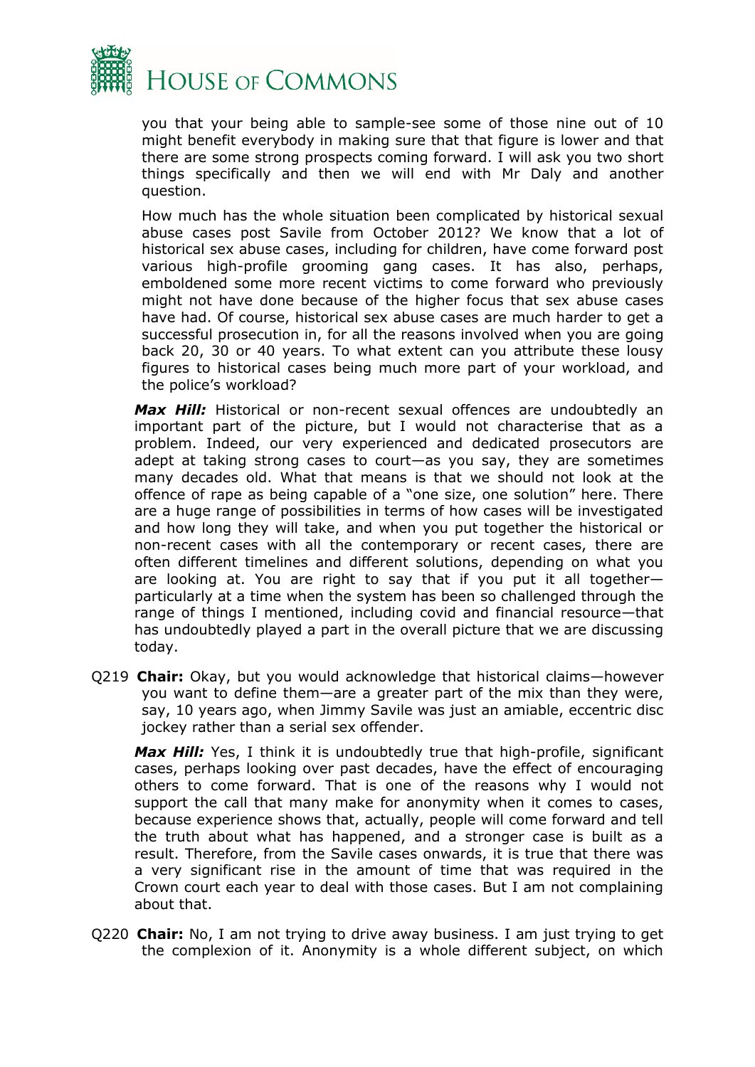you that your being able to sample-see some of those nine out of 10 might benefit everybody in making sure that that figure is lower and that there are some strong prospects coming forward. I will ask you two short things specifically and then we will end with Mr Daly and another question.

How much has the whole situation been complicated by historical sexual abuse cases post Savile from October 2012? We know that a lot of historical sex abuse cases, including for children, have come forward post various high-profile grooming gang cases. It has also, perhaps, emboldened some more recent victims to come forward who previously might not have done because of the higher focus that sex abuse cases have had. Of course, historical sex abuse cases are much harder to get a successful prosecution in, for all the reasons involved when you are going back 20, 30 or 40 years. To what extent can you attribute these lousy figures to historical cases being much more part of your workload, and the police's workload?

***Max Hill:*** Historical or non-recent sexual offences are undoubtedly an important part of the picture, but I would not characterise that as a problem. Indeed, our very experienced and dedicated prosecutors are adept at taking strong cases to court—as you say, they are sometimes many decades old. What that means is that we should not look at the offence of rape as being capable of a "one size, one solution" here. There are a huge range of possibilities in terms of how cases will be investigated and how long they will take, and when you put together the historical or non-recent cases with all the contemporary or recent cases, there are often different timelines and different solutions, depending on what you are looking at. You are right to say that if you put it all together—particularly at a time when the system has been so challenged through the range of things I mentioned, including covid and financial resource—that has undoubtedly played a part in the overall picture that we are discussing today.

Q219 **Chair:** Okay, but you would acknowledge that historical claims—however you want to define them—are a greater part of the mix than they were, say, 10 years ago, when Jimmy Savile was just an amiable, eccentric disc jockey rather than a serial sex offender.

***Max Hill:*** Yes, I think it is undoubtedly true that high-profile, significant cases, perhaps looking over past decades, have the effect of encouraging others to come forward. That is one of the reasons why I would not support the call that many make for anonymity when it comes to cases, because experience shows that, actually, people will come forward and tell the truth about what has happened, and a stronger case is built as a result. Therefore, from the Savile cases onwards, it is true that there was a very significant rise in the amount of time that was required in the Crown court each year to deal with those cases. But I am not complaining about that.

Q220 **Chair:** No, I am not trying to drive away business. I am just trying to get the complexion of it. Anonymity is a whole different subject, on which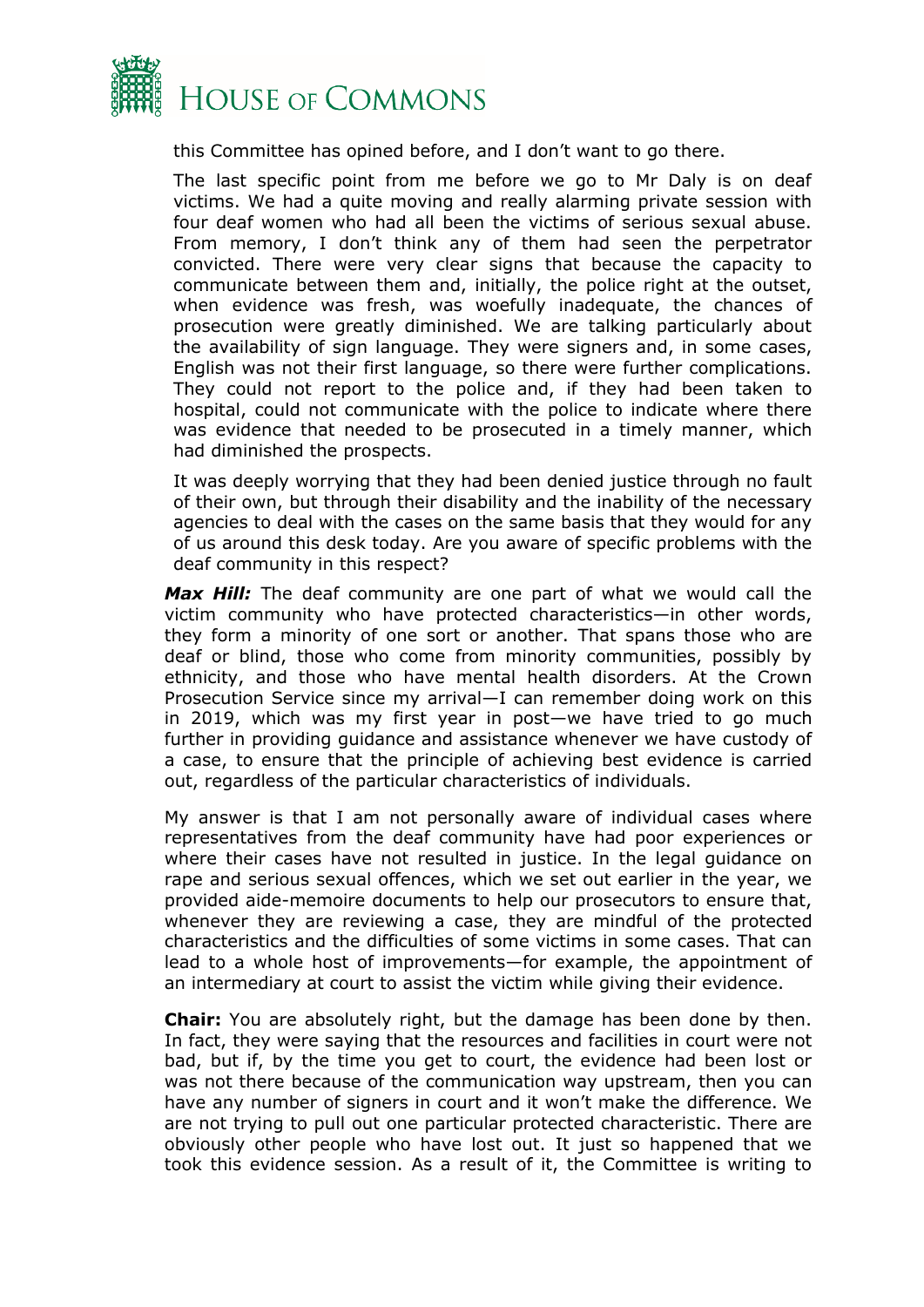this Committee has opined before, and I don't want to go there.

The last specific point from me before we go to Mr Daly is on deaf victims. We had a quite moving and really alarming private session with four deaf women who had all been the victims of serious sexual abuse. From memory, I don't think any of them had seen the perpetrator convicted. There were very clear signs that because the capacity to communicate between them and, initially, the police right at the outset, when evidence was fresh, was woefully inadequate, the chances of prosecution were greatly diminished. We are talking particularly about the availability of sign language. They were signers and, in some cases, English was not their first language, so there were further complications. They could not report to the police and, if they had been taken to hospital, could not communicate with the police to indicate where there was evidence that needed to be prosecuted in a timely manner, which had diminished the prospects.

It was deeply worrying that they had been denied justice through no fault of their own, but through their disability and the inability of the necessary agencies to deal with the cases on the same basis that they would for any of us around this desk today. Are you aware of specific problems with the deaf community in this respect?

***Max Hill:*** The deaf community are one part of what we would call the victim community who have protected characteristics—in other words, they form a minority of one sort or another. That spans those who are deaf or blind, those who come from minority communities, possibly by ethnicity, and those who have mental health disorders. At the Crown Prosecution Service since my arrival—I can remember doing work on this in 2019, which was my first year in post—we have tried to go much further in providing guidance and assistance whenever we have custody of a case, to ensure that the principle of achieving best evidence is carried out, regardless of the particular characteristics of individuals.

My answer is that I am not personally aware of individual cases where representatives from the deaf community have had poor experiences or where their cases have not resulted in justice. In the legal guidance on rape and serious sexual offences, which we set out earlier in the year, we provided aide-memoire documents to help our prosecutors to ensure that, whenever they are reviewing a case, they are mindful of the protected characteristics and the difficulties of some victims in some cases. That can lead to a whole host of improvements—for example, the appointment of an intermediary at court to assist the victim while giving their evidence.

**Chair:** You are absolutely right, but the damage has been done by then. In fact, they were saying that the resources and facilities in court were not bad, but if, by the time you get to court, the evidence had been lost or was not there because of the communication way upstream, then you can have any number of signers in court and it won't make the difference. We are not trying to pull out one particular protected characteristic. There are obviously other people who have lost out. It just so happened that we took this evidence session. As a result of it, the Committee is writing to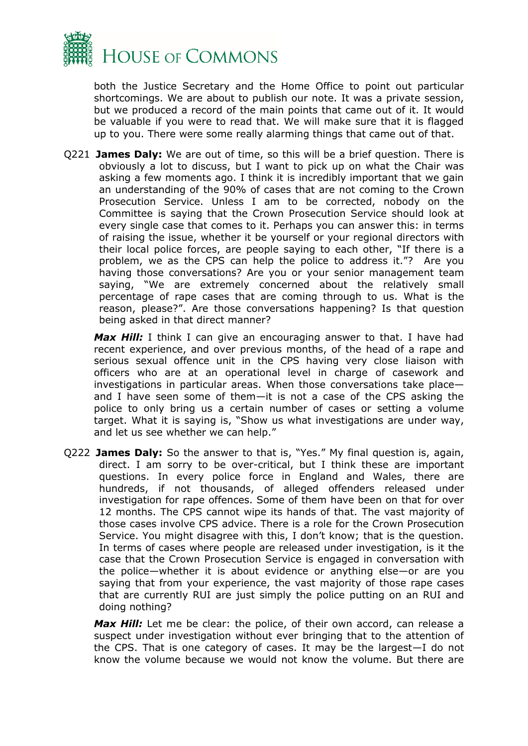both the Justice Secretary and the Home Office to point out particular shortcomings. We are about to publish our note. It was a private session, but we produced a record of the main points that came out of it. It would be valuable if you were to read that. We will make sure that it is flagged up to you. There were some really alarming things that came out of that.

Q221 **James Daly:** We are out of time, so this will be a brief question. There is obviously a lot to discuss, but I want to pick up on what the Chair was asking a few moments ago. I think it is incredibly important that we gain an understanding of the 90% of cases that are not coming to the Crown Prosecution Service. Unless I am to be corrected, nobody on the Committee is saying that the Crown Prosecution Service should look at every single case that comes to it. Perhaps you can answer this: in terms of raising the issue, whether it be yourself or your regional directors with their local police forces, are people saying to each other, "If there is a problem, we as the CPS can help the police to address it."? Are you having those conversations? Are you or your senior management team saying, "We are extremely concerned about the relatively small percentage of rape cases that are coming through to us. What is the reason, please?". Are those conversations happening? Is that question being asked in that direct manner?

***Max Hill:*** I think I can give an encouraging answer to that. I have had recent experience, and over previous months, of the head of a rape and serious sexual offence unit in the CPS having very close liaison with officers who are at an operational level in charge of casework and investigations in particular areas. When those conversations take place—and I have seen some of them—it is not a case of the CPS asking the police to only bring us a certain number of cases or setting a volume target. What it is saying is, "Show us what investigations are under way, and let us see whether we can help."

Q222 **James Daly:** So the answer to that is, "Yes." My final question is, again, direct. I am sorry to be over-critical, but I think these are important questions. In every police force in England and Wales, there are hundreds, if not thousands, of alleged offenders released under investigation for rape offences. Some of them have been on that for over 12 months. The CPS cannot wipe its hands of that. The vast majority of those cases involve CPS advice. There is a role for the Crown Prosecution Service. You might disagree with this, I don't know; that is the question. In terms of cases where people are released under investigation, is it the case that the Crown Prosecution Service is engaged in conversation with the police—whether it is about evidence or anything else—or are you saying that from your experience, the vast majority of those rape cases that are currently RUI are just simply the police putting on an RUI and doing nothing?

***Max Hill:*** Let me be clear: the police, of their own accord, can release a suspect under investigation without ever bringing that to the attention of the CPS. That is one category of cases. It may be the largest—I do not know the volume because we would not know the volume. But there are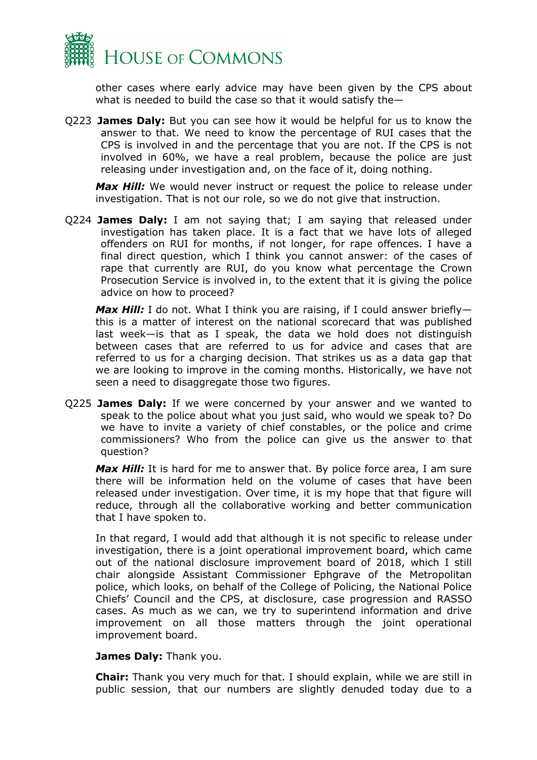other cases where early advice may have been given by the CPS about what is needed to build the case so that it would satisfy the—

Q223 **James Daly:** But you can see how it would be helpful for us to know the answer to that. We need to know the percentage of RUI cases that the CPS is involved in and the percentage that you are not. If the CPS is not involved in 60%, we have a real problem, because the police are just releasing under investigation and, on the face of it, doing nothing.

***Max Hill:*** We would never instruct or request the police to release under investigation. That is not our role, so we do not give that instruction.

Q224 **James Daly:** I am not saying that; I am saying that released under investigation has taken place. It is a fact that we have lots of alleged offenders on RUI for months, if not longer, for rape offences. I have a final direct question, which I think you cannot answer: of the cases of rape that currently are RUI, do you know what percentage the Crown Prosecution Service is involved in, to the extent that it is giving the police advice on how to proceed?

***Max Hill:*** I do not. What I think you are raising, if I could answer briefly—this is a matter of interest on the national scorecard that was published last week—is that as I speak, the data we hold does not distinguish between cases that are referred to us for advice and cases that are referred to us for a charging decision. That strikes us as a data gap that we are looking to improve in the coming months. Historically, we have not seen a need to disaggregate those two figures.

Q225 **James Daly:** If we were concerned by your answer and we wanted to speak to the police about what you just said, who would we speak to? Do we have to invite a variety of chief constables, or the police and crime commissioners? Who from the police can give us the answer to that question?

***Max Hill:*** It is hard for me to answer that. By police force area, I am sure there will be information held on the volume of cases that have been released under investigation. Over time, it is my hope that that figure will reduce, through all the collaborative working and better communication that I have spoken to.

In that regard, I would add that although it is not specific to release under investigation, there is a joint operational improvement board, which came out of the national disclosure improvement board of 2018, which I still chair alongside Assistant Commissioner Ephgrave of the Metropolitan police, which looks, on behalf of the College of Policing, the National Police Chiefs' Council and the CPS, at disclosure, case progression and RASSO cases. As much as we can, we try to superintend information and drive improvement on all those matters through the joint operational improvement board.

**James Daly:** Thank you.

**Chair:** Thank you very much for that. I should explain, while we are still in public session, that our numbers are slightly denuded today due to a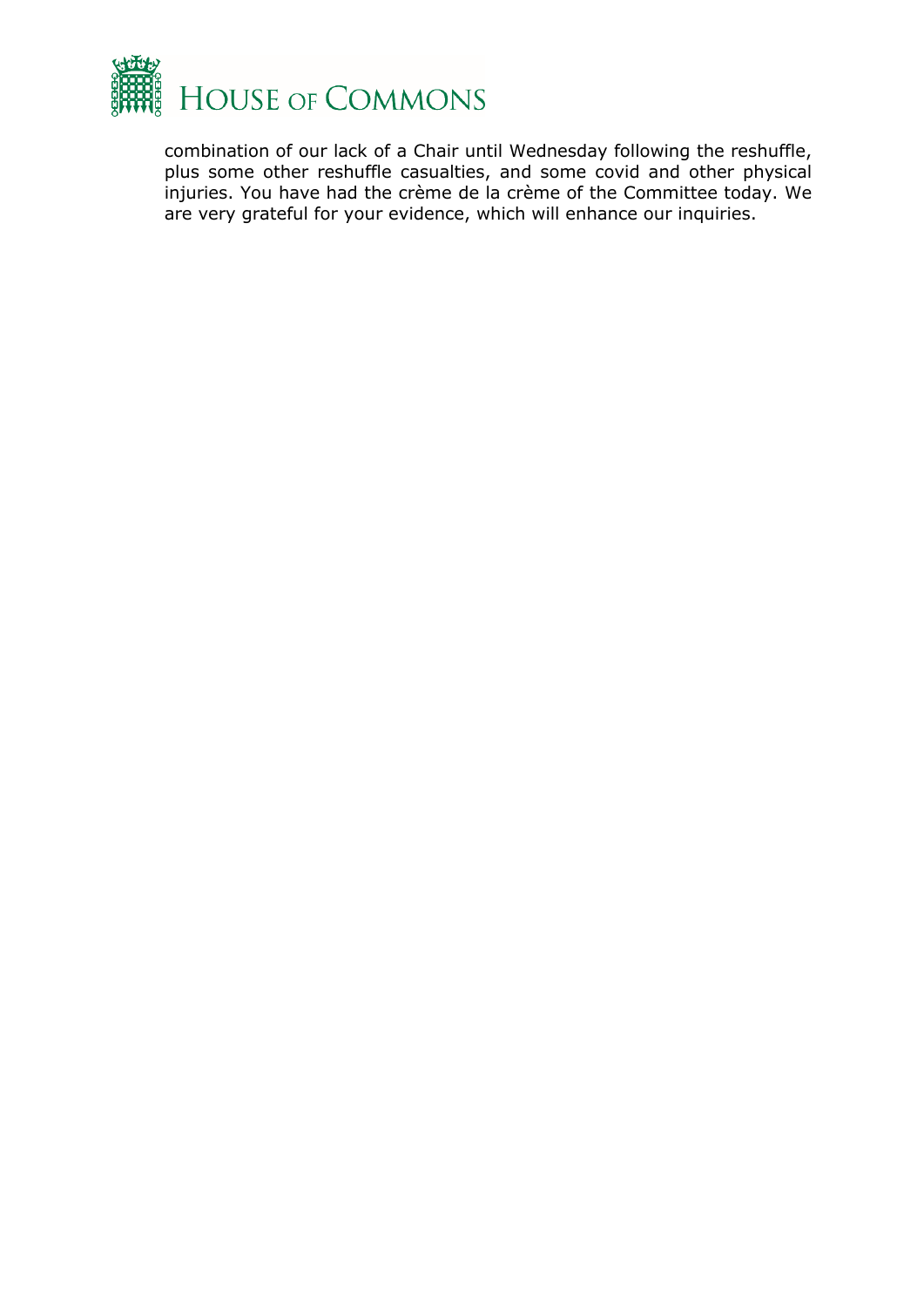combination of our lack of a Chair until Wednesday following the reshuffle, plus some other reshuffle casualties, and some covid and other physical injuries. You have had the crème de la crème of the Committee today. We are very grateful for your evidence, which will enhance our inquiries.